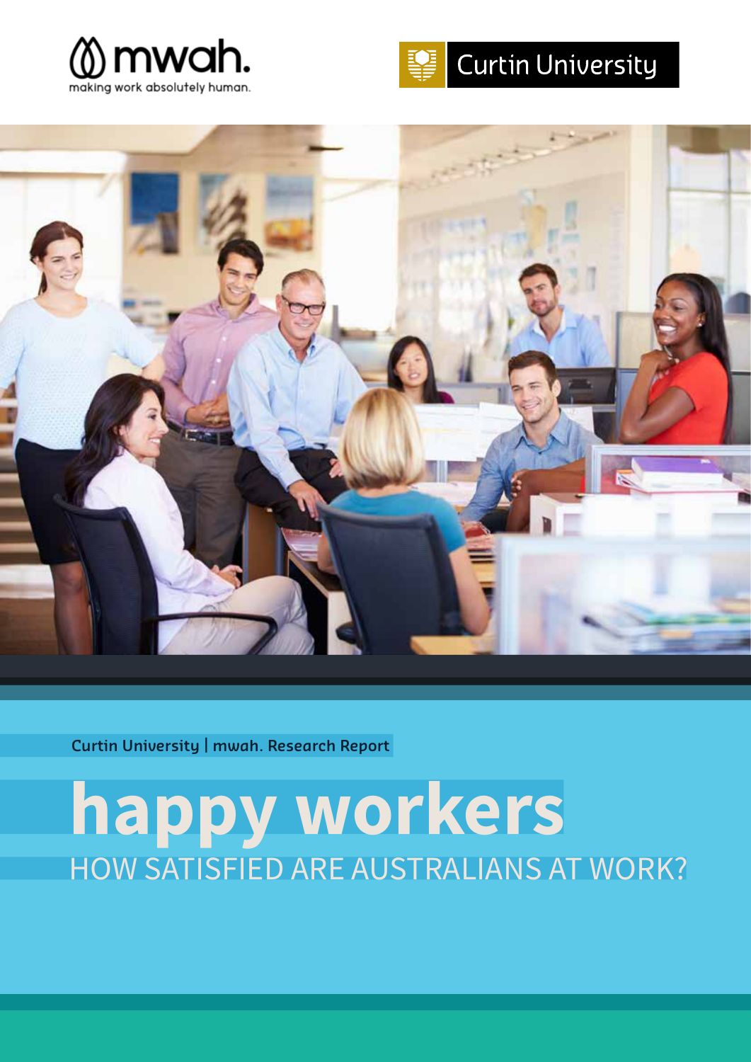mwah.

making work absolutely human.

Curtin University

Curtin University | mwah. Research Report

# happy workers

## HOW SATISFIED ARE AUSTRALIANS AT WORK?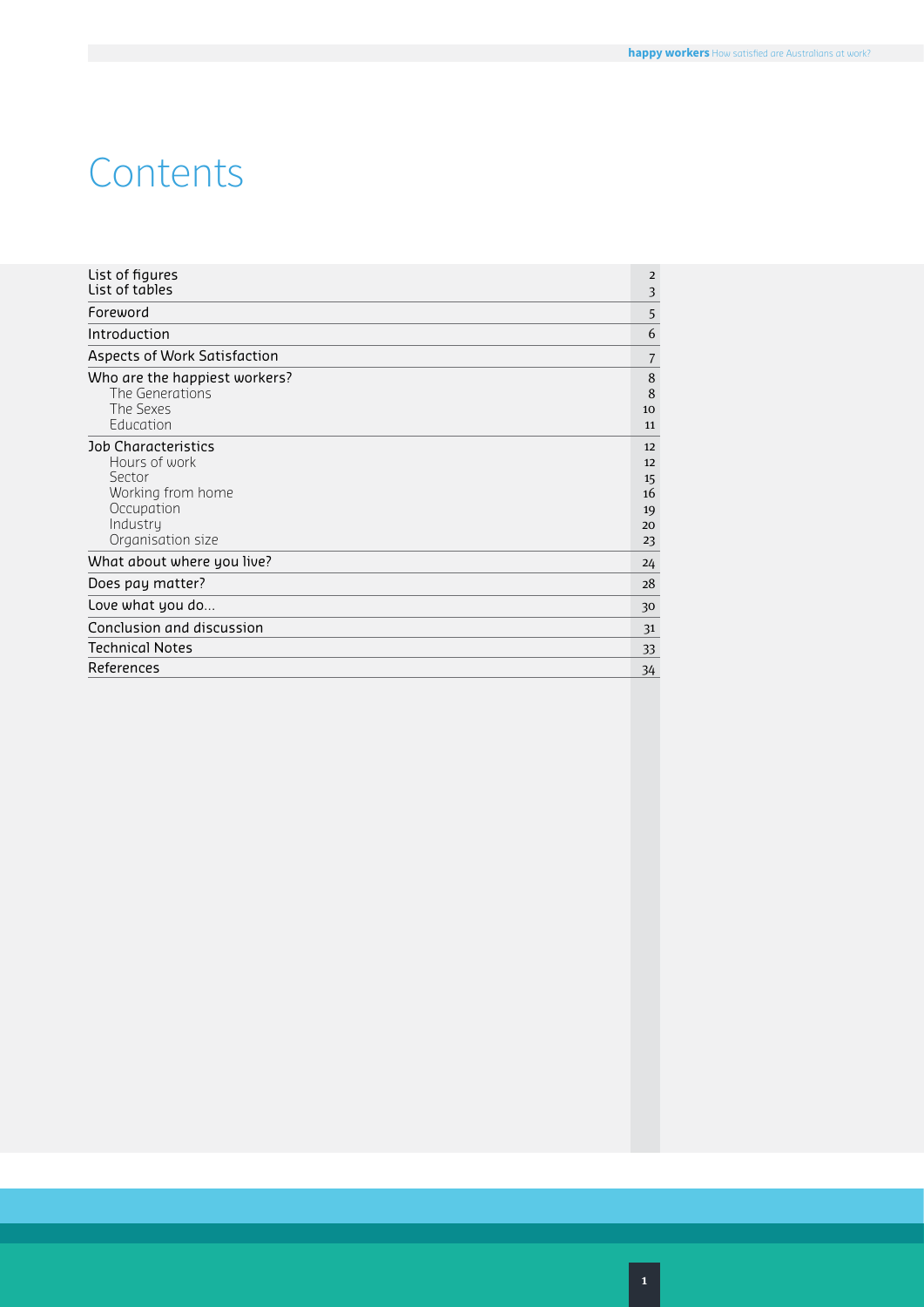# Contents

| | |
|---|---|
| List of figures | 2 |
| List of tables | 3 |
| Foreword | 5 |
| Introduction | 6 |
| Aspects of Work Satisfaction | 7 |
| Who are the happiest workers? | 8 |
| The Generations | 8 |
| The Sexes | 10 |
| Education | 11 |
| Job Characteristics | 12 |
| Hours of work | 12 |
| Sector | 15 |
| Working from home | 16 |
| Occupation | 19 |
| Industry | 20 |
| Organisation size | 23 |
| What about where you live? | 24 |
| Does pay matter? | 28 |
| Love what you do… | 30 |
| Conclusion and discussion | 31 |
| Technical Notes | 33 |
| References | 34 |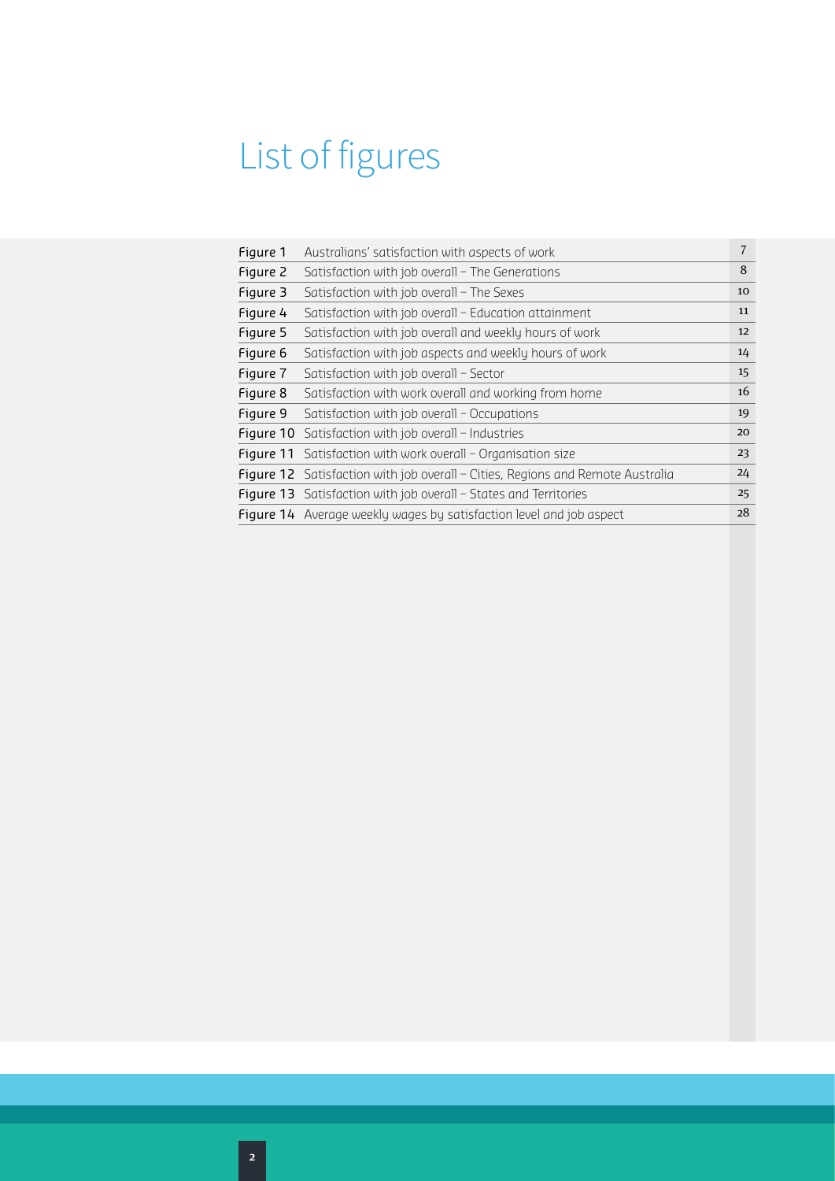# List of figures

| | | |
|---|---|---|
| Figure 1 | Australians' satisfaction with aspects of work | 7 |
| Figure 2 | Satisfaction with job overall – The Generations | 8 |
| Figure 3 | Satisfaction with job overall – The Sexes | 10 |
| Figure 4 | Satisfaction with job overall – Education attainment | 11 |
| Figure 5 | Satisfaction with job overall and weekly hours of work | 12 |
| Figure 6 | Satisfaction with job aspects and weekly hours of work | 14 |
| Figure 7 | Satisfaction with job overall – Sector | 15 |
| Figure 8 | Satisfaction with work overall and working from home | 16 |
| Figure 9 | Satisfaction with job overall – Occupations | 19 |
| Figure 10 | Satisfaction with job overall – Industries | 20 |
| Figure 11 | Satisfaction with work overall – Organisation size | 23 |
| Figure 12 | Satisfaction with job overall – Cities, Regions and Remote Australia | 24 |
| Figure 13 | Satisfaction with job overall – States and Territories | 25 |
| Figure 14 | Average weekly wages by satisfaction level and job aspect | 28 |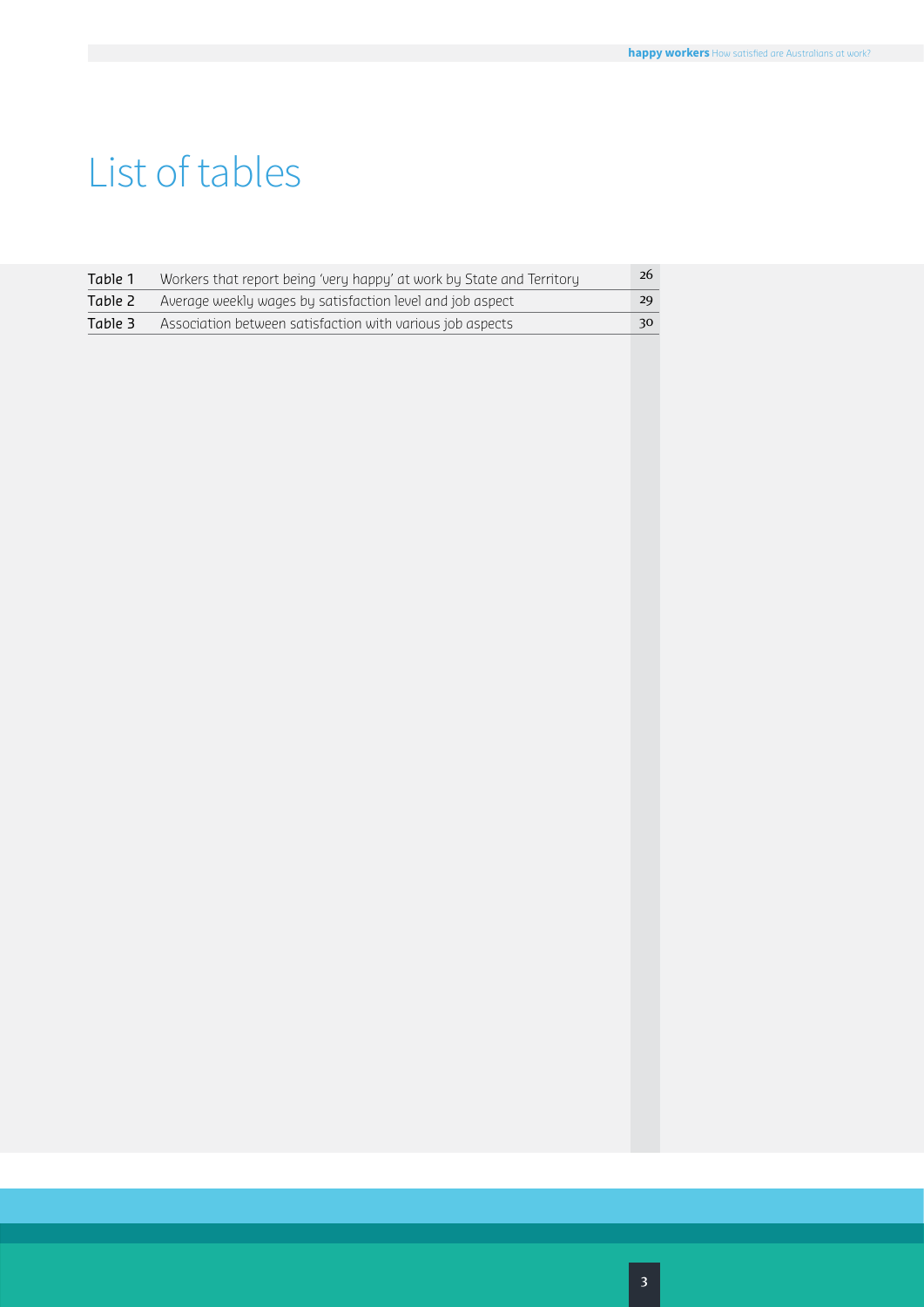# List of tables

| | | |
|---|---|---|
| Table 1 | Workers that report being 'very happy' at work by State and Territory | 26 |
| Table 2 | Average weekly wages by satisfaction level and job aspect | 29 |
| Table 3 | Association between satisfaction with various job aspects | 30 |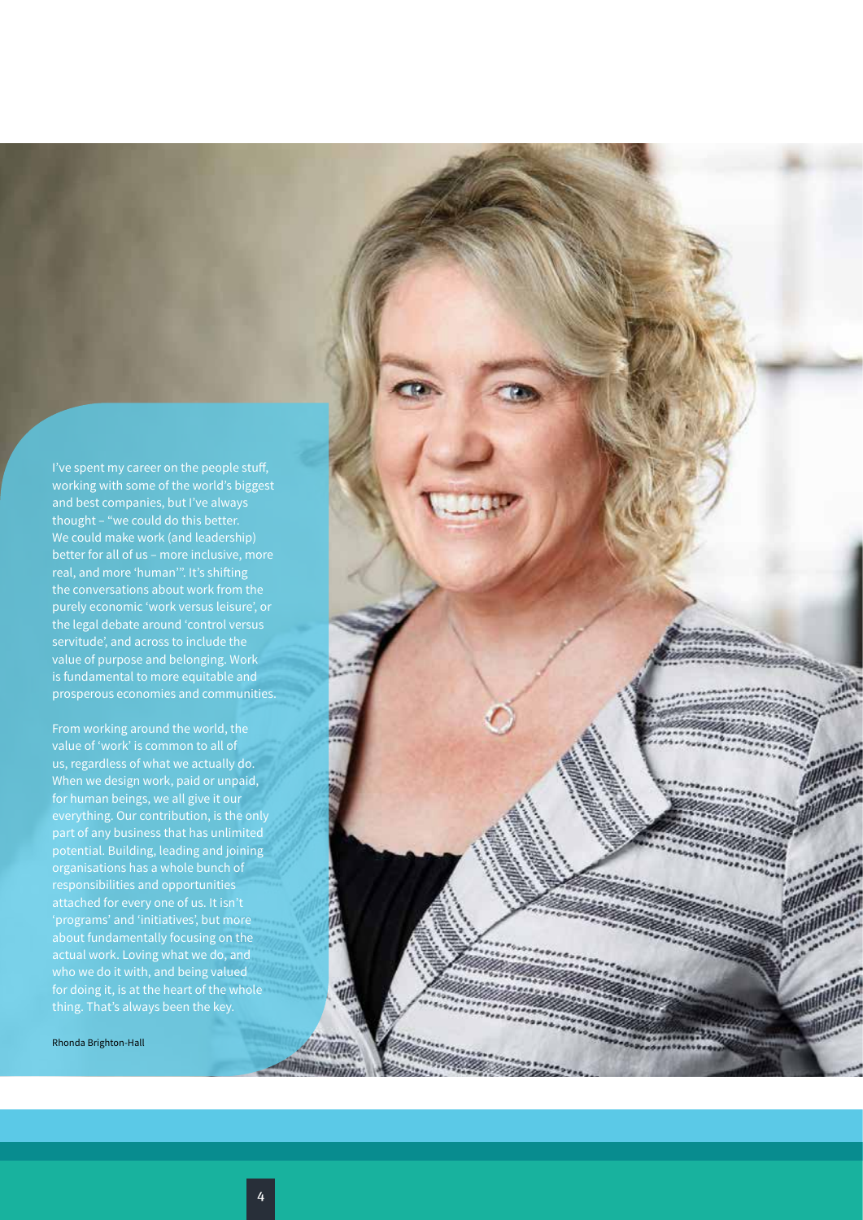I've spent my career on the people stuff, working with some of the world's biggest and best companies, but I've always thought – "we could do this better. We could make work (and leadership) better for all of us – more inclusive, more real, and more 'human'". It's shifting the conversations about work from the purely economic 'work versus leisure', or the legal debate around 'control versus servitude', and across to include the value of purpose and belonging. Work is fundamental to more equitable and prosperous economies and communities.

From working around the world, the value of 'work' is common to all of us, regardless of what we actually do. When we design work, paid or unpaid, for human beings, we all give it our everything. Our contribution, is the only part of any business that has unlimited potential. Building, leading and joining organisations has a whole bunch of responsibilities and opportunities attached for every one of us. It isn't 'programs' and 'initiatives', but more about fundamentally focusing on the actual work. Loving what we do, and who we do it with, and being valued for doing it, is at the heart of the whole thing. That's always been the key.

Rhonda Brighton-Hall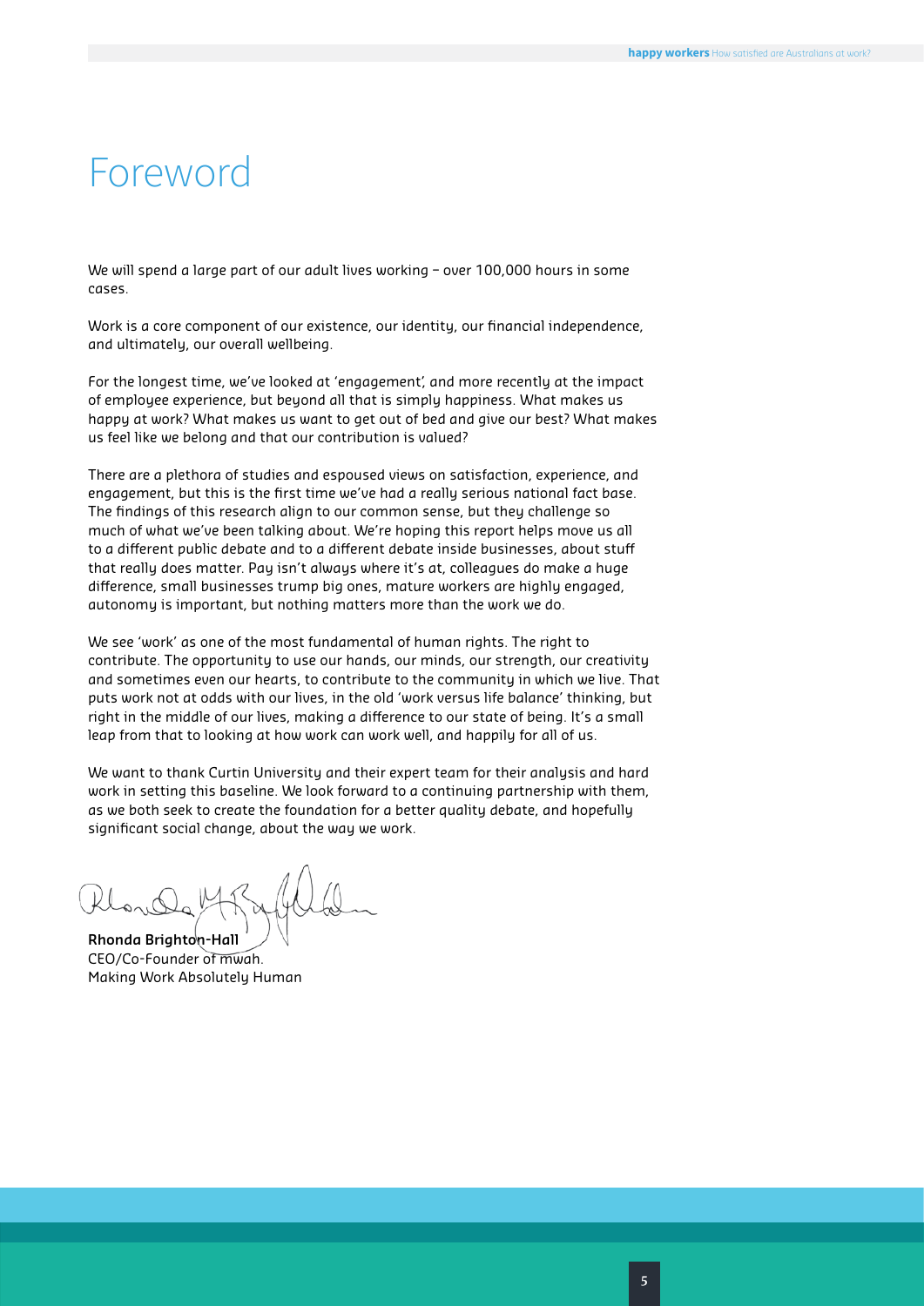# Foreword

We will spend a large part of our adult lives working – over 100,000 hours in some cases.

Work is a core component of our existence, our identity, our financial independence, and ultimately, our overall wellbeing.

For the longest time, we've looked at 'engagement', and more recently at the impact of employee experience, but beyond all that is simply happiness. What makes us happy at work? What makes us want to get out of bed and give our best? What makes us feel like we belong and that our contribution is valued?

There are a plethora of studies and espoused views on satisfaction, experience, and engagement, but this is the first time we've had a really serious national fact base. The findings of this research align to our common sense, but they challenge so much of what we've been talking about. We're hoping this report helps move us all to a different public debate and to a different debate inside businesses, about stuff that really does matter. Pay isn't always where it's at, colleagues do make a huge difference, small businesses trump big ones, mature workers are highly engaged, autonomy is important, but nothing matters more than the work we do.

We see 'work' as one of the most fundamental of human rights. The right to contribute. The opportunity to use our hands, our minds, our strength, our creativity and sometimes even our hearts, to contribute to the community in which we live. That puts work not at odds with our lives, in the old 'work versus life balance' thinking, but right in the middle of our lives, making a difference to our state of being. It's a small leap from that to looking at how work can work well, and happily for all of us.

We want to thank Curtin University and their expert team for their analysis and hard work in setting this baseline. We look forward to a continuing partnership with them, as we both seek to create the foundation for a better quality debate, and hopefully significant social change, about the way we work.

**Rhonda Brighton-Hall**
CEO/Co-Founder of mwah.
Making Work Absolutely Human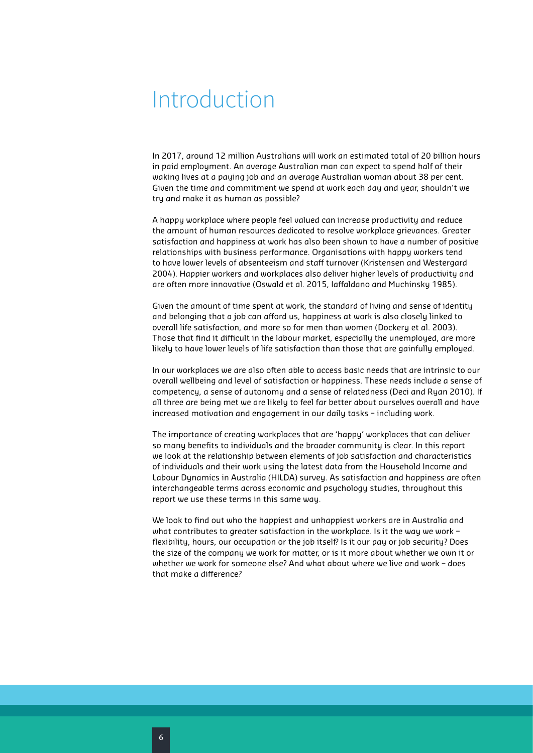# Introduction

In 2017, around 12 million Australians will work an estimated total of 20 billion hours in paid employment. An average Australian man can expect to spend half of their waking lives at a paying job and an average Australian woman about 38 per cent. Given the time and commitment we spend at work each day and year, shouldn't we try and make it as human as possible?

A happy workplace where people feel valued can increase productivity and reduce the amount of human resources dedicated to resolve workplace grievances. Greater satisfaction and happiness at work has also been shown to have a number of positive relationships with business performance. Organisations with happy workers tend to have lower levels of absenteeism and staff turnover (Kristensen and Westergard 2004). Happier workers and workplaces also deliver higher levels of productivity and are often more innovative (Oswald et al. 2015, Iaffaldano and Muchinsky 1985).

Given the amount of time spent at work, the standard of living and sense of identity and belonging that a job can afford us, happiness at work is also closely linked to overall life satisfaction, and more so for men than women (Dockery et al. 2003). Those that find it difficult in the labour market, especially the unemployed, are more likely to have lower levels of life satisfaction than those that are gainfully employed.

In our workplaces we are also often able to access basic needs that are intrinsic to our overall wellbeing and level of satisfaction or happiness. These needs include a sense of competency, a sense of autonomy and a sense of relatedness (Deci and Ryan 2010). If all three are being met we are likely to feel far better about ourselves overall and have increased motivation and engagement in our daily tasks – including work.

The importance of creating workplaces that are 'happy' workplaces that can deliver so many benefits to individuals and the broader community is clear. In this report we look at the relationship between elements of job satisfaction and characteristics of individuals and their work using the latest data from the Household Income and Labour Dynamics in Australia (HILDA) survey. As satisfaction and happiness are often interchangeable terms across economic and psychology studies, throughout this report we use these terms in this same way.

We look to find out who the happiest and unhappiest workers are in Australia and what contributes to greater satisfaction in the workplace. Is it the way we work – flexibility, hours, our occupation or the job itself? Is it our pay or job security? Does the size of the company we work for matter, or is it more about whether we own it or whether we work for someone else? And what about where we live and work – does that make a difference?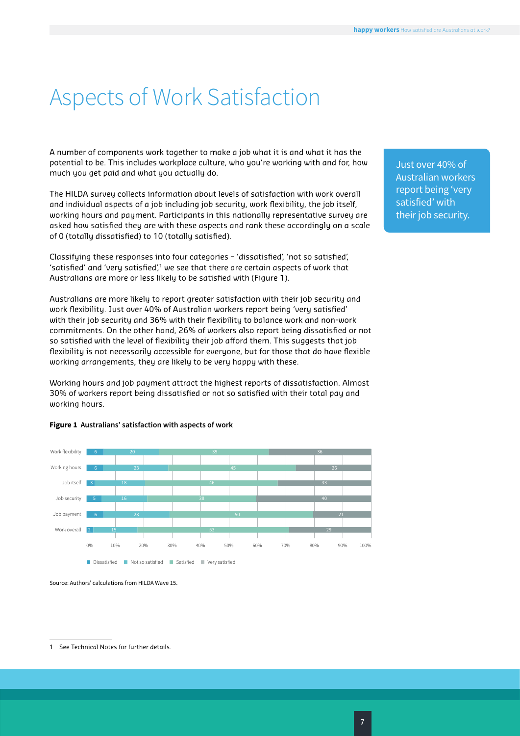# Aspects of Work Satisfaction

A number of components work together to make a job what it is and what it has the potential to be. This includes workplace culture, who you're working with and for, how much you get paid and what you actually do.

The HILDA survey collects information about levels of satisfaction with work overall and individual aspects of a job including job security, work flexibility, the job itself, working hours and payment. Participants in this nationally representative survey are asked how satisfied they are with these aspects and rank these accordingly on a scale of 0 (totally dissatisfied) to 10 (totally satisfied).

Classifying these responses into four categories – 'dissatisfied', 'not so satisfied', 'satisfied' and 'very satisfied',[1] we see that there are certain aspects of work that Australians are more or less likely to be satisfied with (Figure 1).

Australians are more likely to report greater satisfaction with their job security and work flexibility. Just over 40% of Australian workers report being 'very satisfied' with their job security and 36% with their flexibility to balance work and non-work commitments. On the other hand, 26% of workers also report being dissatisfied or not so satisfied with the level of flexibility their job afford them. This suggests that job flexibility is not necessarily accessible for everyone, but for those that do have flexible working arrangements, they are likely to be very happy with these.

Working hours and job payment attract the highest reports of dissatisfaction. Almost 30% of workers report being dissatisfied or not so satisfied with their total pay and working hours.

Just over 40% of Australian workers report being 'very satisfied' with their job security.

**Figure 1 Australians' satisfaction with aspects of work**

| | Dissatisfied | Not so satisfied | Satisfied | Very satisfied |
|---|---|---|---|---|
| Work flexibility | 6 | 20 | 39 | 36 |
| Working hours | 6 | 23 | 45 | 26 |
| Job itself | 3 | 18 | 46 | 33 |
| Job security | 5 | 16 | 38 | 40 |
| Job payment | 6 | 23 | 50 | 21 |
| Work overall | 2 | 15 | 53 | 29 |

Source: Authors' calculations from HILDA Wave 15.

1 See Technical Notes for further details.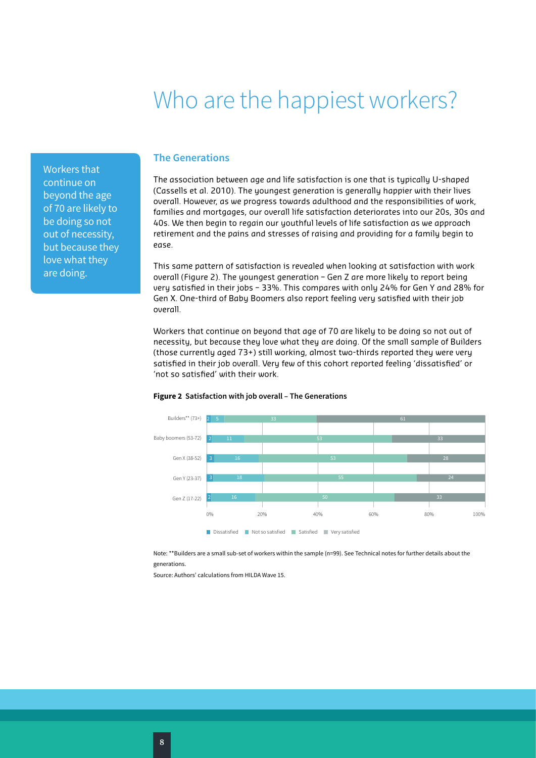# Who are the happiest workers?

> Workers that continue on beyond the age of 70 are likely to be doing so not out of necessity, but because they love what they are doing.

## The Generations

The association between age and life satisfaction is one that is typically U-shaped (Cassells et al. 2010). The youngest generation is generally happier with their lives overall. However, as we progress towards adulthood and the responsibilities of work, families and mortgages, our overall life satisfaction deteriorates into our 20s, 30s and 40s. We then begin to regain our youthful levels of life satisfaction as we approach retirement and the pains and stresses of raising and providing for a family begin to ease.

This same pattern of satisfaction is revealed when looking at satisfaction with work overall (Figure 2). The youngest generation – Gen Z are more likely to report being very satisfied in their jobs – 33%. This compares with only 24% for Gen Y and 28% for Gen X. One-third of Baby Boomers also report feeling very satisfied with their job overall.

Workers that continue on beyond that age of 70 are likely to be doing so not out of necessity, but because they love what they are doing. Of the small sample of Builders (those currently aged 73+) still working, almost two-thirds reported they were very satisfied in their job overall. Very few of this cohort reported feeling 'dissatisfied' or 'not so satisfied' with their work.

**Figure 2 Satisfaction with job overall – The Generations**

| | Dissatisfied | Not so satisfied | Satisfied | Very satisfied |
|---|---|---|---|---|
| Builders** (73+) | 2 | 5 | 33 | 61 |
| Baby boomers (53-72) | 2 | 11 | 53 | 33 |
| Gen X (38-52) | 3 | 16 | 53 | 28 |
| Gen Y (23-37) | 3 | 18 | 55 | 24 |
| Gen Z (17-22) | 2 | 16 | 50 | 33 |

Note: **Builders are a small sub-set of workers within the sample (n=99). See Technical notes for further details about the generations.

Source: Authors' calculations from HILDA Wave 15.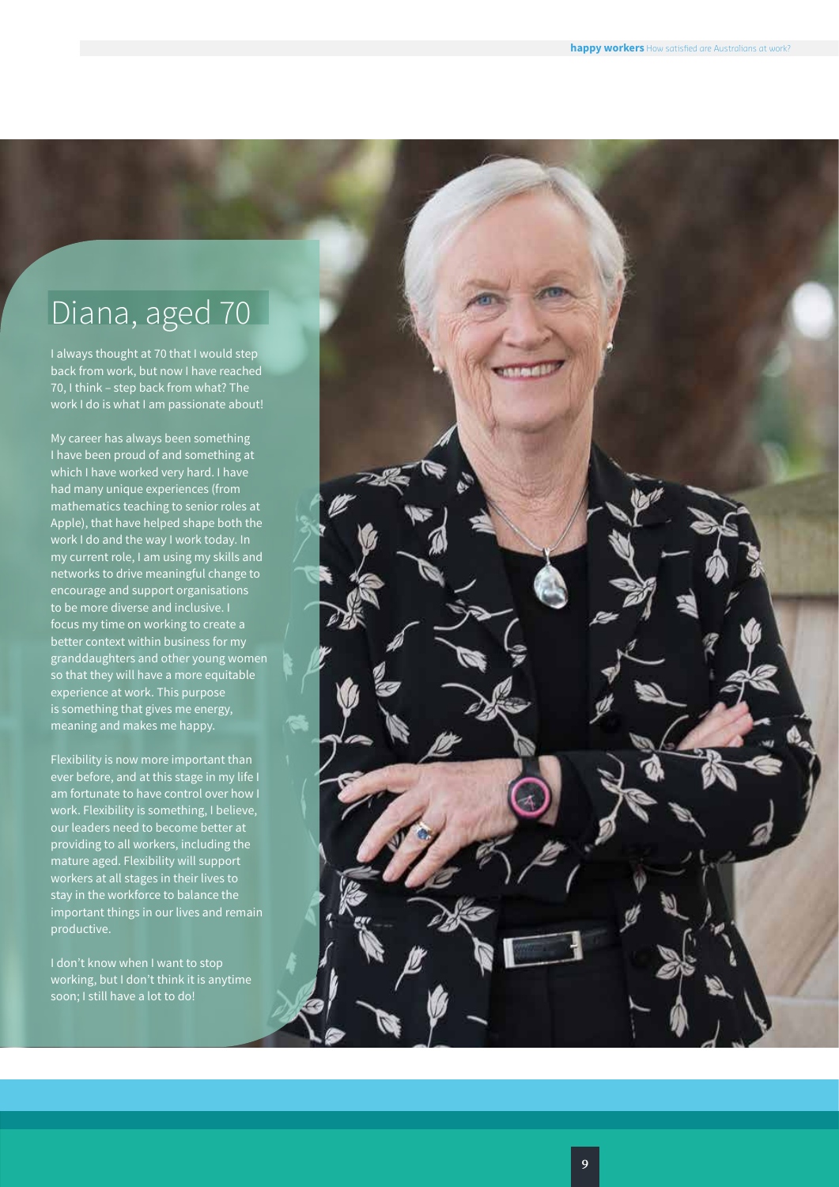## Diana, aged 70

I always thought at 70 that I would step back from work, but now I have reached 70, I think – step back from what? The work I do is what I am passionate about!

My career has always been something I have been proud of and something at which I have worked very hard. I have had many unique experiences (from mathematics teaching to senior roles at Apple), that have helped shape both the work I do and the way I work today. In my current role, I am using my skills and networks to drive meaningful change to encourage and support organisations to be more diverse and inclusive. I focus my time on working to create a better context within business for my granddaughters and other young women so that they will have a more equitable experience at work. This purpose is something that gives me energy, meaning and makes me happy.

Flexibility is now more important than ever before, and at this stage in my life I am fortunate to have control over how I work. Flexibility is something, I believe, our leaders need to become better at providing to all workers, including the mature aged. Flexibility will support workers at all stages in their lives to stay in the workforce to balance the important things in our lives and remain productive.

I don't know when I want to stop working, but I don't think it is anytime soon; I still have a lot to do!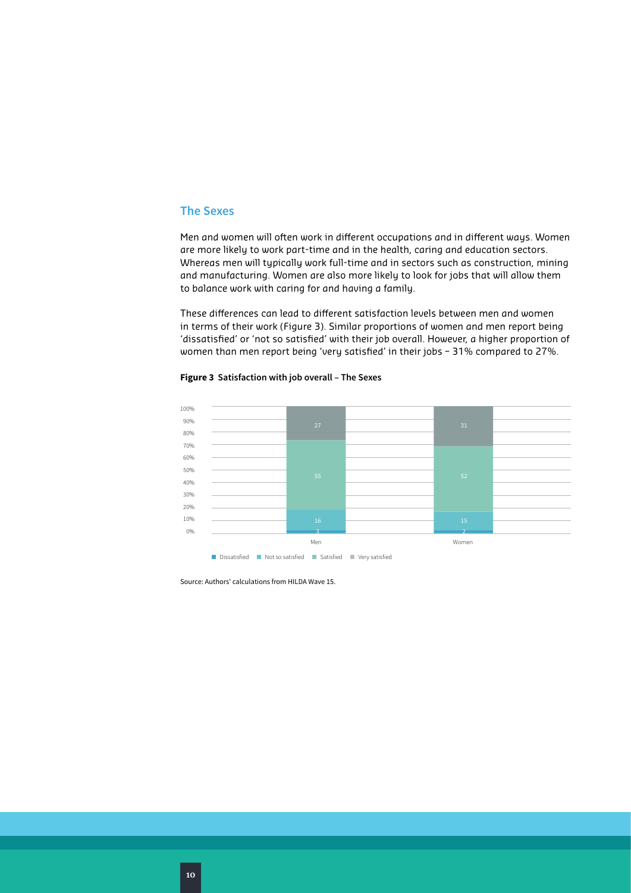## The Sexes

Men and women will often work in different occupations and in different ways. Women are more likely to work part-time and in the health, caring and education sectors. Whereas men will typically work full-time and in sectors such as construction, mining and manufacturing. Women are also more likely to look for jobs that will allow them to balance work with caring for and having a family.

These differences can lead to different satisfaction levels between men and women in terms of their work (Figure 3). Similar proportions of women and men report being 'dissatisfied' or 'not so satisfied' with their job overall. However, a higher proportion of women than men report being 'very satisfied' in their jobs – 31% compared to 27%.

**Figure 3** Satisfaction with job overall – The Sexes

| | Dissatisfied | Not so satisfied | Satisfied | Very satisfied |
|---|---|---|---|---|
| Men | 3 | 16 | 55 | 27 |
| Women | 2 | 15 | 52 | 31 |

Source: Authors' calculations from HILDA Wave 15.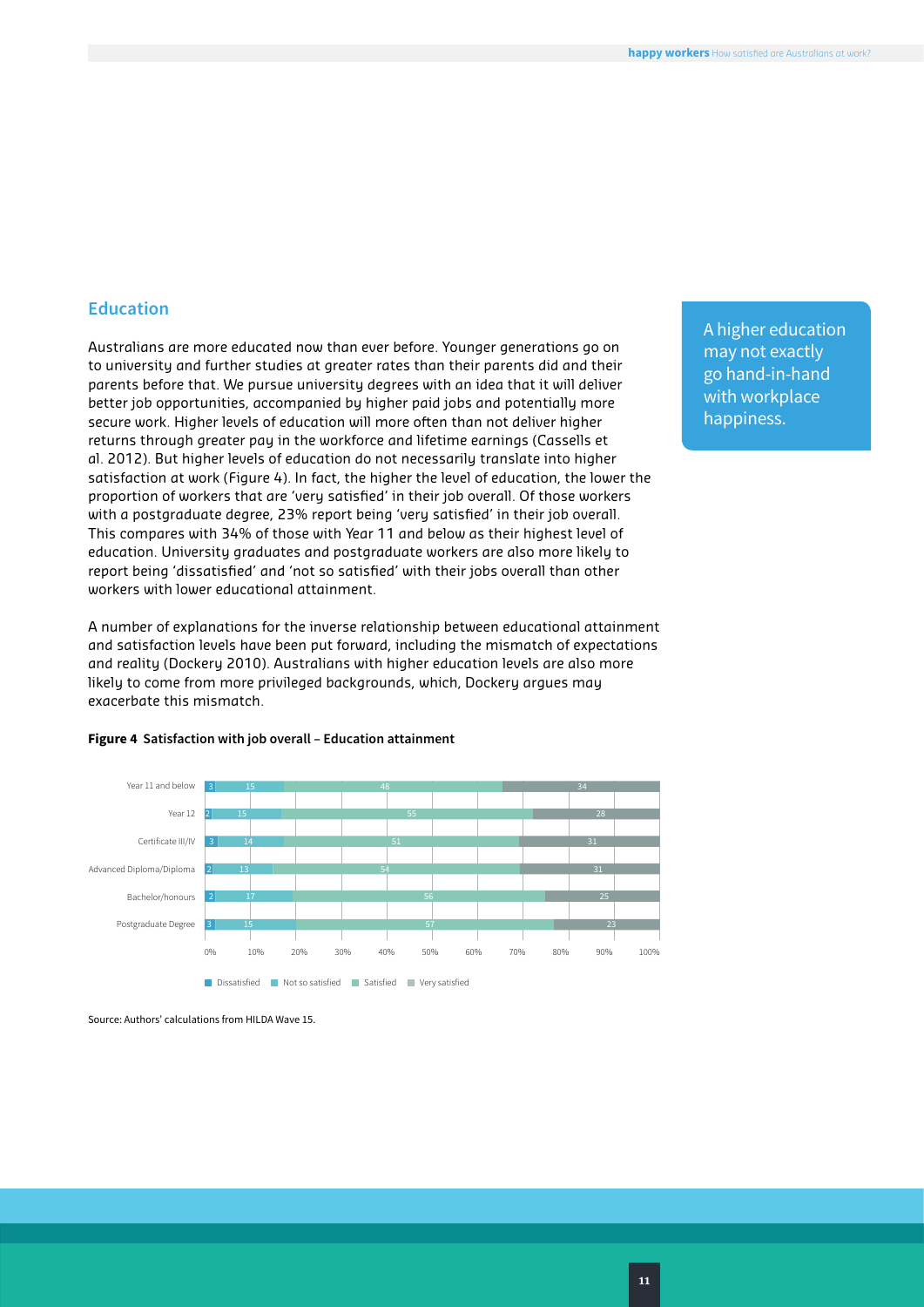## Education

Australians are more educated now than ever before. Younger generations go on to university and further studies at greater rates than their parents did and their parents before that. We pursue university degrees with an idea that it will deliver better job opportunities, accompanied by higher paid jobs and potentially more secure work. Higher levels of education will more often than not deliver higher returns through greater pay in the workforce and lifetime earnings (Cassells et al. 2012). But higher levels of education do not necessarily translate into higher satisfaction at work (Figure 4). In fact, the higher the level of education, the lower the proportion of workers that are 'very satisfied' in their job overall. Of those workers with a postgraduate degree, 23% report being 'very satisfied' in their job overall. This compares with 34% of those with Year 11 and below as their highest level of education. University graduates and postgraduate workers are also more likely to report being 'dissatisfied' and 'not so satisfied' with their jobs overall than other workers with lower educational attainment.

A number of explanations for the inverse relationship between educational attainment and satisfaction levels have been put forward, including the mismatch of expectations and reality (Dockery 2010). Australians with higher education levels are also more likely to come from more privileged backgrounds, which, Dockery argues may exacerbate this mismatch.

A higher education may not exactly go hand-in-hand with workplace happiness.

**Figure 4 Satisfaction with job overall – Education attainment**

| | Dissatisfied | Not so satisfied | Satisfied | Very satisfied |
|---|---|---|---|---|
| Year 11 and below | 3 | 15 | 48 | 34 |
| Year 12 | 2 | 15 | 55 | 28 |
| Certificate III/IV | 3 | 14 | 51 | 31 |
| Advanced Diploma/Diploma | 2 | 13 | 54 | 31 |
| Bachelor/honours | 2 | 17 | 56 | 25 |
| Postgraduate Degree | 3 | 15 | 57 | 23 |

Source: Authors' calculations from HILDA Wave 15.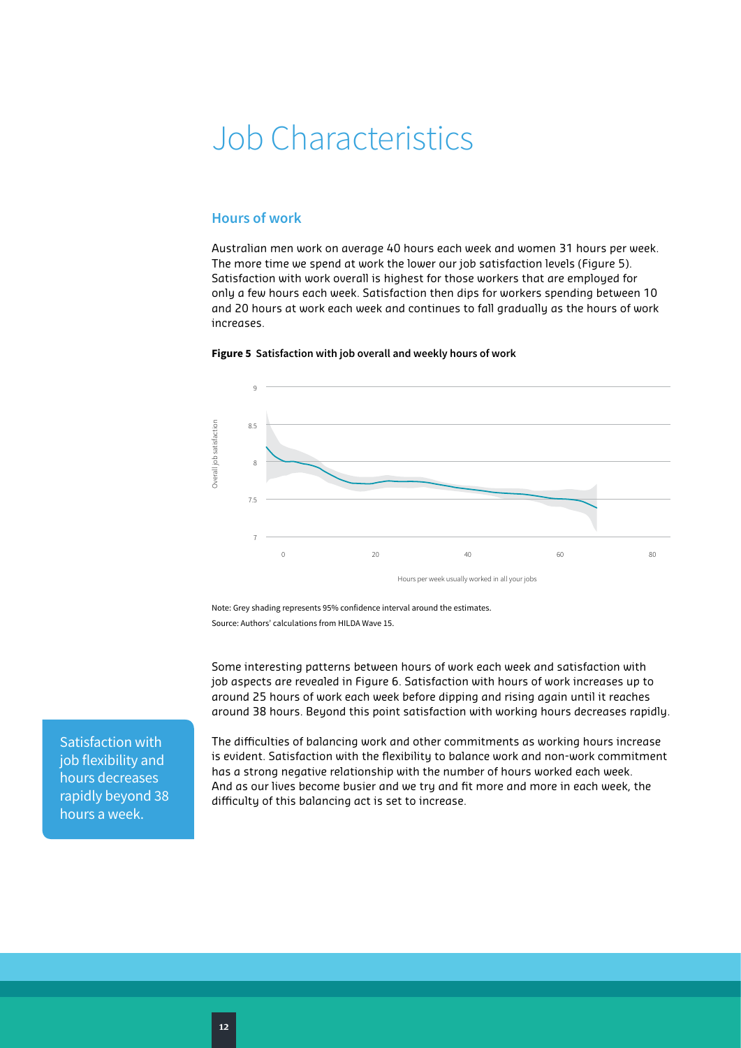# Job Characteristics

## Hours of work

Australian men work on average 40 hours each week and women 31 hours per week. The more time we spend at work the lower our job satisfaction levels (Figure 5). Satisfaction with work overall is highest for those workers that are employed for only a few hours each week. Satisfaction then dips for workers spending between 10 and 20 hours at work each week and continues to fall gradually as the hours of work increases.

**Figure 5 Satisfaction with job overall and weekly hours of work**

Note: Grey shading represents 95% confidence interval around the estimates.
Source: Authors' calculations from HILDA Wave 15.

Some interesting patterns between hours of work each week and satisfaction with job aspects are revealed in Figure 6. Satisfaction with hours of work increases up to around 25 hours of work each week before dipping and rising again until it reaches around 38 hours. Beyond this point satisfaction with working hours decreases rapidly.

The difficulties of balancing work and other commitments as working hours increase is evident. Satisfaction with the flexibility to balance work and non-work commitment has a strong negative relationship with the number of hours worked each week. And as our lives become busier and we try and fit more and more in each week, the difficulty of this balancing act is set to increase.

Satisfaction with job flexibility and hours decreases rapidly beyond 38 hours a week.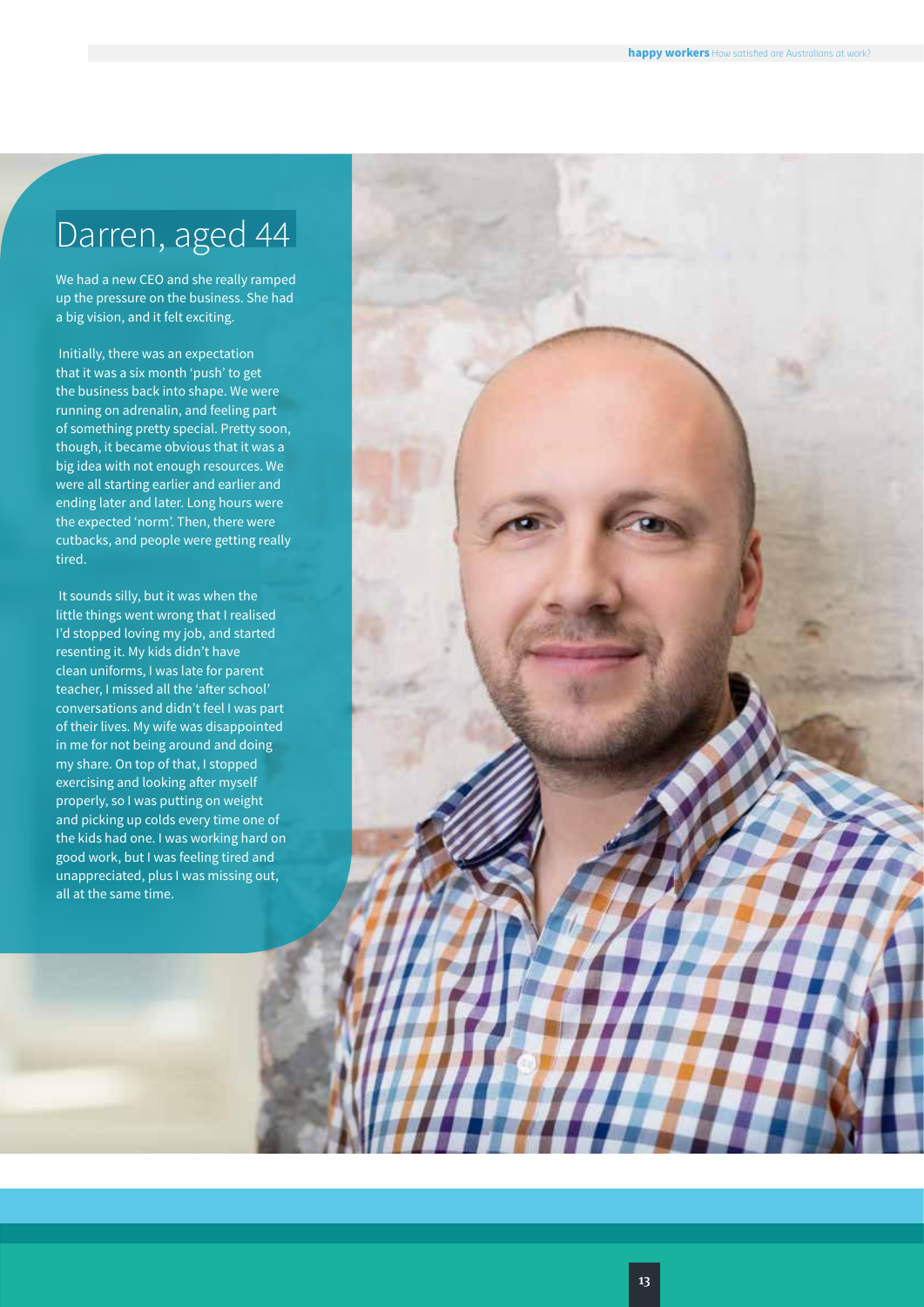## Darren, aged 44

We had a new CEO and she really ramped up the pressure on the business. She had a big vision, and it felt exciting.

Initially, there was an expectation that it was a six month 'push' to get the business back into shape. We were running on adrenalin, and feeling part of something pretty special. Pretty soon, though, it became obvious that it was a big idea with not enough resources. We were all starting earlier and earlier and ending later and later. Long hours were the expected 'norm'. Then, there were cutbacks, and people were getting really tired.

It sounds silly, but it was when the little things went wrong that I realised I'd stopped loving my job, and started resenting it. My kids didn't have clean uniforms, I was late for parent teacher, I missed all the 'after school' conversations and didn't feel I was part of their lives. My wife was disappointed in me for not being around and doing my share. On top of that, I stopped exercising and looking after myself properly, so I was putting on weight and picking up colds every time one of the kids had one. I was working hard on good work, but I was feeling tired and unappreciated, plus I was missing out, all at the same time.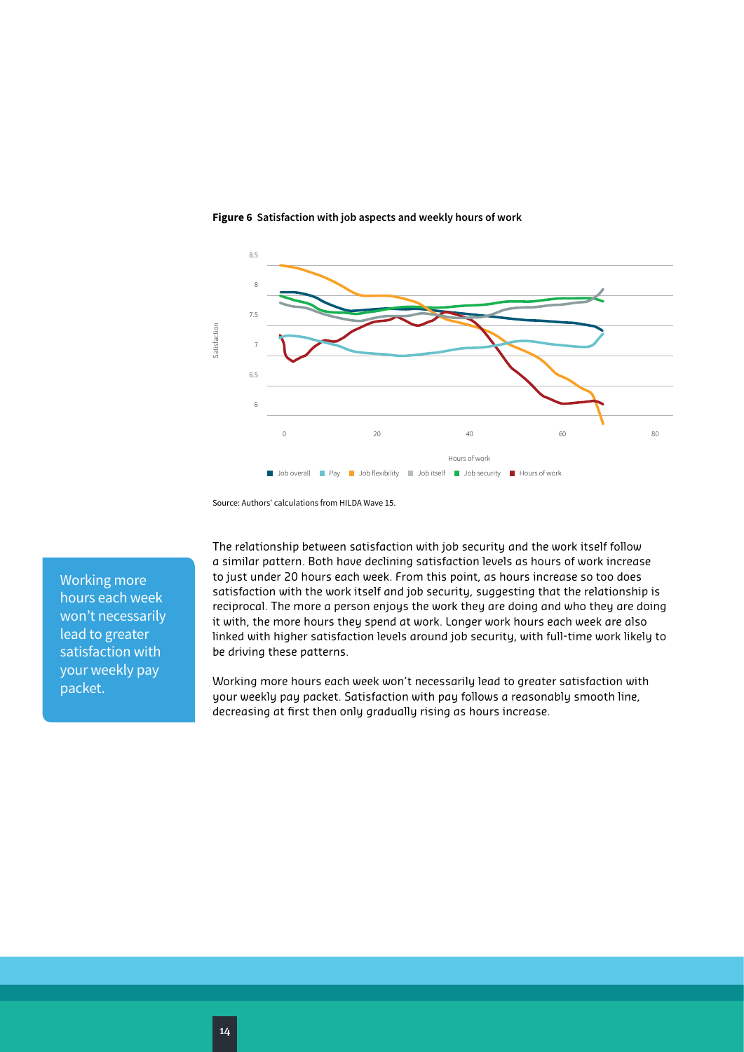**Figure 6** Satisfaction with job aspects and weekly hours of work

Source: Authors' calculations from HILDA Wave 15.

> Working more hours each week won't necessarily lead to greater satisfaction with your weekly pay packet.

The relationship between satisfaction with job security and the work itself follow a similar pattern. Both have declining satisfaction levels as hours of work increase to just under 20 hours each week. From this point, as hours increase so too does satisfaction with the work itself and job security, suggesting that the relationship is reciprocal. The more a person enjoys the work they are doing and who they are doing it with, the more hours they spend at work. Longer work hours each week are also linked with higher satisfaction levels around job security, with full-time work likely to be driving these patterns.

Working more hours each week won't necessarily lead to greater satisfaction with your weekly pay packet. Satisfaction with pay follows a reasonably smooth line, decreasing at first then only gradually rising as hours increase.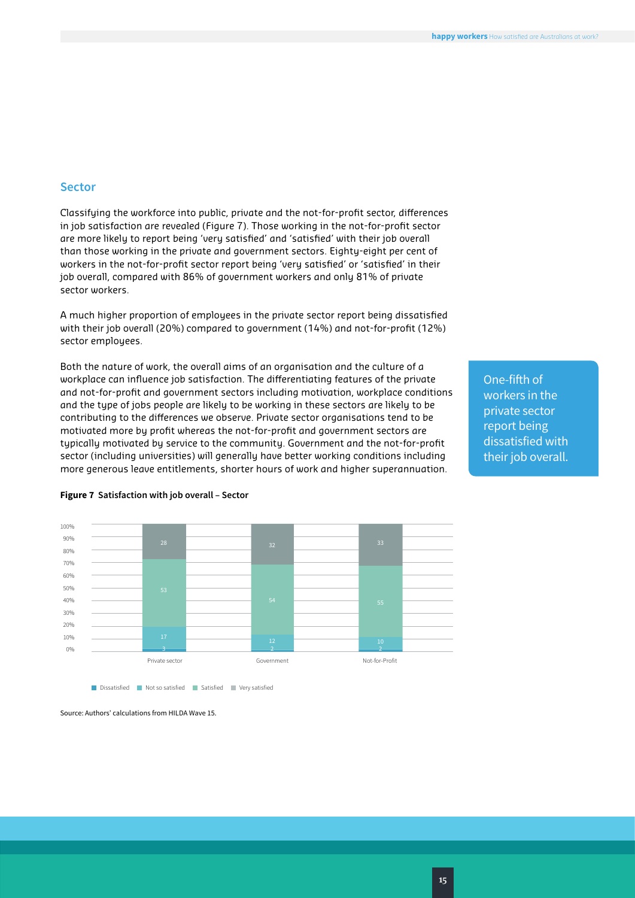## Sector

Classifying the workforce into public, private and the not-for-profit sector, differences in job satisfaction are revealed (Figure 7). Those working in the not-for-profit sector are more likely to report being 'very satisfied' and 'satisfied' with their job overall than those working in the private and government sectors. Eighty-eight per cent of workers in the not-for-profit sector report being 'very satisfied' or 'satisfied' in their job overall, compared with 86% of government workers and only 81% of private sector workers.

A much higher proportion of employees in the private sector report being dissatisfied with their job overall (20%) compared to government (14%) and not-for-profit (12%) sector employees.

Both the nature of work, the overall aims of an organisation and the culture of a workplace can influence job satisfaction. The differentiating features of the private and not-for-profit and government sectors including motivation, workplace conditions and the type of jobs people are likely to be working in these sectors are likely to be contributing to the differences we observe. Private sector organisations tend to be motivated more by profit whereas the not-for-profit and government sectors are typically motivated by service to the community. Government and the not-for-profit sector (including universities) will generally have better working conditions including more generous leave entitlements, shorter hours of work and higher superannuation.

> One-fifth of workers in the private sector report being dissatisfied with their job overall.

**Figure 7 Satisfaction with job overall – Sector**

| | Dissatisfied | Not so satisfied | Satisfied | Very satisfied |
|---|---|---|---|---|
| Private sector | 3 | 17 | 53 | 28 |
| Government | 2 | 12 | 54 | 32 |
| Not-for-Profit | 2 | 10 | 55 | 33 |

Source: Authors' calculations from HILDA Wave 15.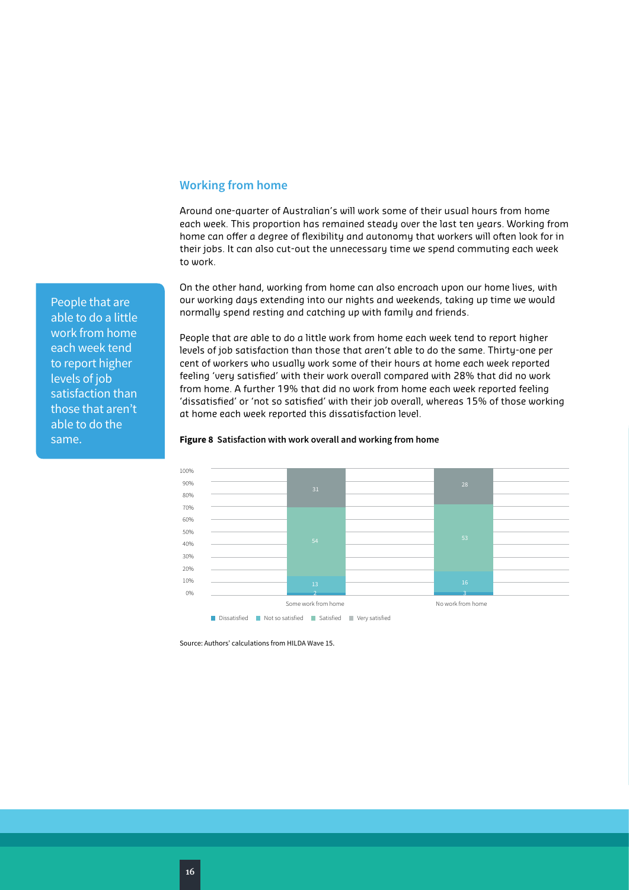## Working from home

Around one-quarter of Australian's will work some of their usual hours from home each week. This proportion has remained steady over the last ten years. Working from home can offer a degree of flexibility and autonomy that workers will often look for in their jobs. It can also cut-out the unnecessary time we spend commuting each week to work.

> People that are able to do a little work from home each week tend to report higher levels of job satisfaction than those that aren't able to do the same.

On the other hand, working from home can also encroach upon our home lives, with our working days extending into our nights and weekends, taking up time we would normally spend resting and catching up with family and friends.

People that are able to do a little work from home each week tend to report higher levels of job satisfaction than those that aren't able to do the same. Thirty-one per cent of workers who usually work some of their hours at home each week reported feeling 'very satisfied' with their work overall compared with 28% that did no work from home. A further 19% that did no work from home each week reported feeling 'dissatisfied' or 'not so satisfied' with their job overall, whereas 15% of those working at home each week reported this dissatisfaction level.

**Figure 8 Satisfaction with work overall and working from home**

| | Dissatisfied | Not so satisfied | Satisfied | Very satisfied |
|---|---|---|---|---|
| Some work from home | 2 | 13 | 54 | 31 |
| No work from home | 3 | 16 | 53 | 28 |

Source: Authors' calculations from HILDA Wave 15.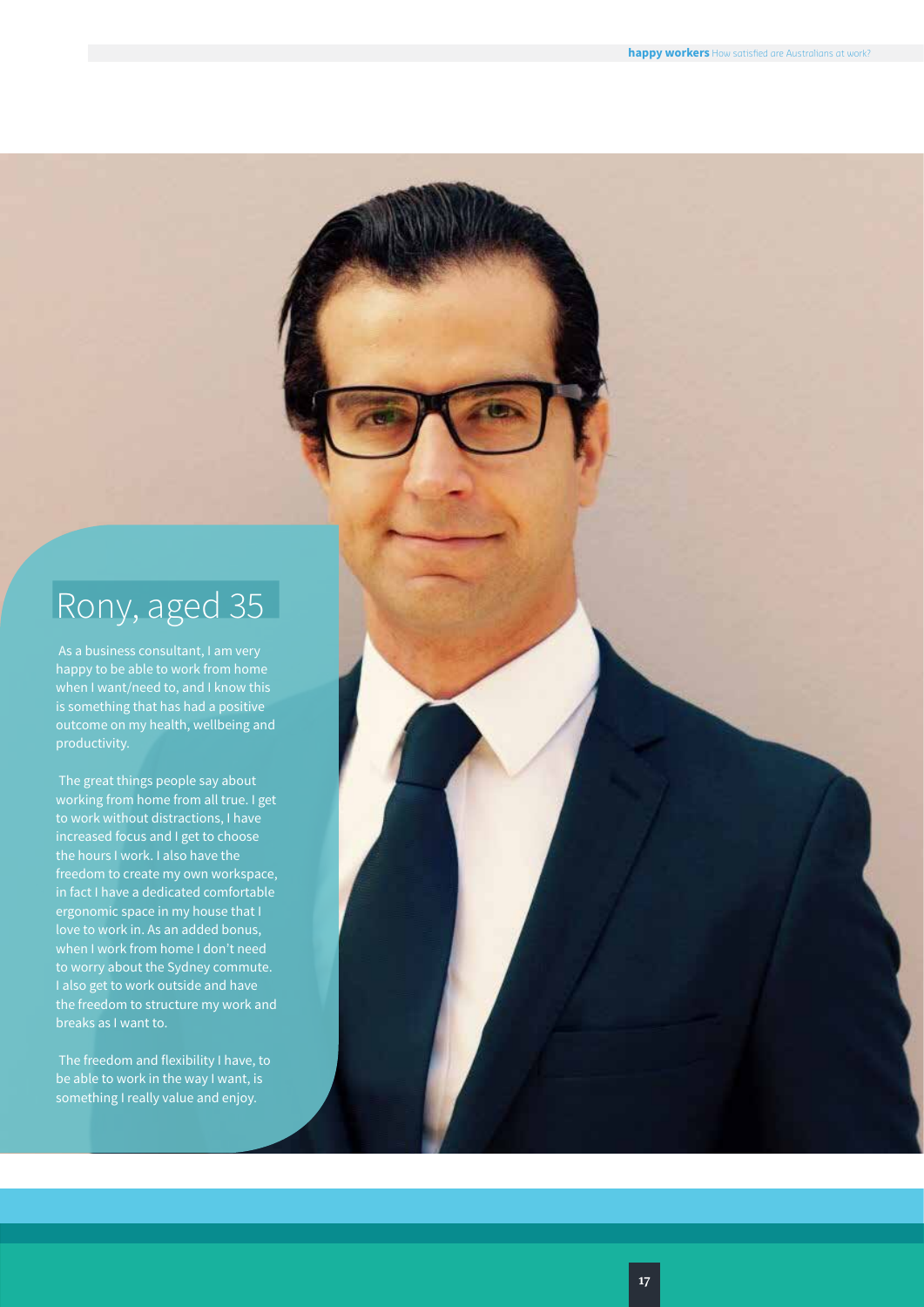## Rony, aged 35

As a business consultant, I am very happy to be able to work from home when I want/need to, and I know this is something that has had a positive outcome on my health, wellbeing and productivity.

The great things people say about working from home from all true. I get to work without distractions, I have increased focus and I get to choose the hours I work. I also have the freedom to create my own workspace, in fact I have a dedicated comfortable ergonomic space in my house that I love to work in. As an added bonus, when I work from home I don't need to worry about the Sydney commute. I also get to work outside and have the freedom to structure my work and breaks as I want to.

The freedom and flexibility I have, to be able to work in the way I want, is something I really value and enjoy.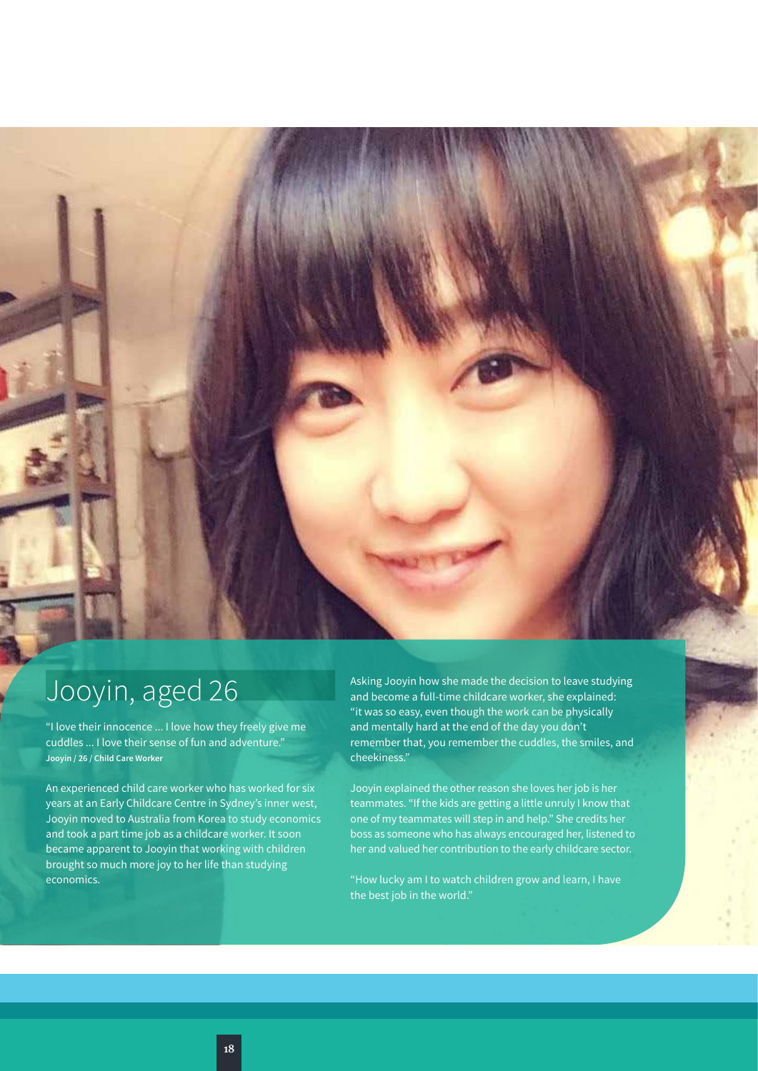# Jooyin, aged 26

"I love their innocence ... I love how they freely give me cuddles ... I love their sense of fun and adventure."
**Jooyin / 26 / Child Care Worker**

An experienced child care worker who has worked for six years at an Early Childcare Centre in Sydney's inner west, Jooyin moved to Australia from Korea to study economics and took a part time job as a childcare worker. It soon became apparent to Jooyin that working with children brought so much more joy to her life than studying economics.

Asking Jooyin how she made the decision to leave studying and become a full-time childcare worker, she explained: "it was so easy, even though the work can be physically and mentally hard at the end of the day you don't remember that, you remember the cuddles, the smiles, and cheekiness."

Jooyin explained the other reason she loves her job is her teammates. "If the kids are getting a little unruly I know that one of my teammates will step in and help." She credits her boss as someone who has always encouraged her, listened to her and valued her contribution to the early childcare sector.

"How lucky am I to watch children grow and learn, I have the best job in the world."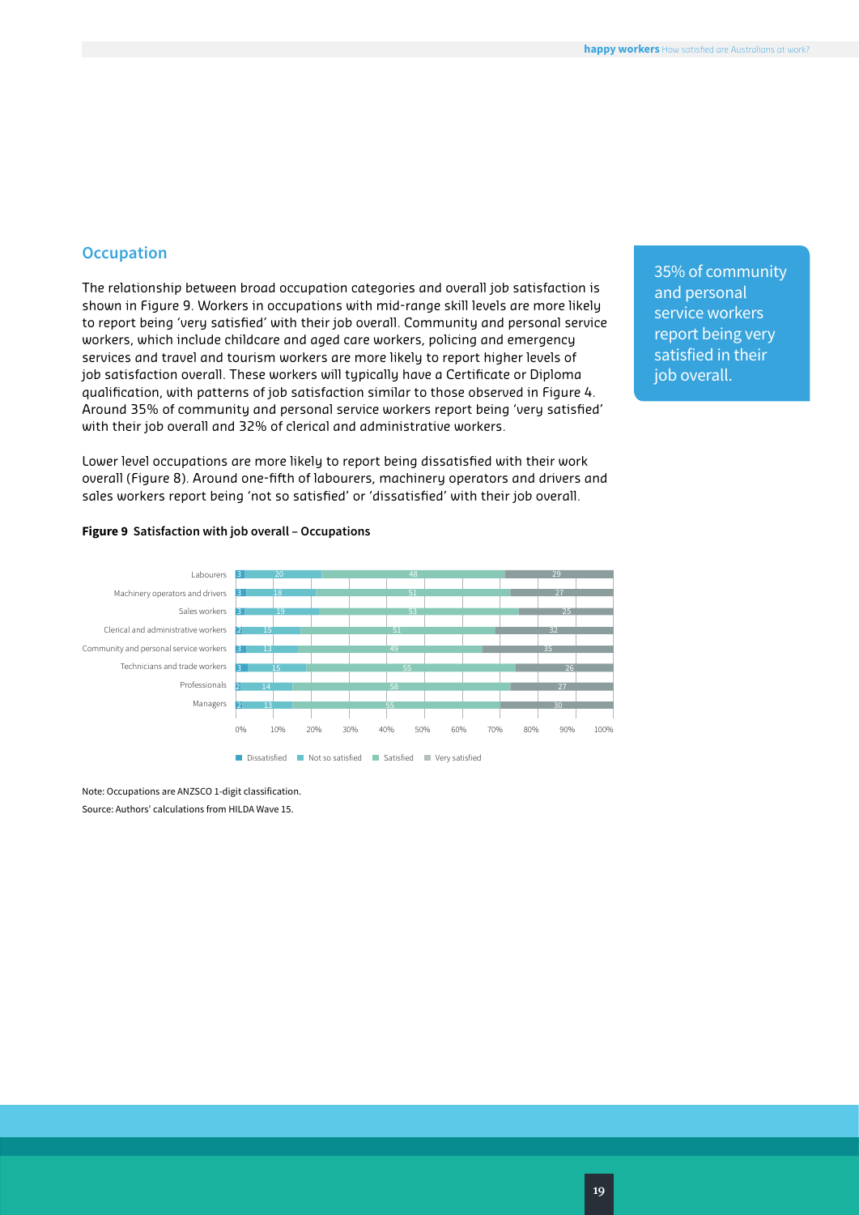## Occupation

The relationship between broad occupation categories and overall job satisfaction is shown in Figure 9. Workers in occupations with mid-range skill levels are more likely to report being 'very satisfied' with their job overall. Community and personal service workers, which include childcare and aged care workers, policing and emergency services and travel and tourism workers are more likely to report higher levels of job satisfaction overall. These workers will typically have a Certificate or Diploma qualification, with patterns of job satisfaction similar to those observed in Figure 4. Around 35% of community and personal service workers report being 'very satisfied' with their job overall and 32% of clerical and administrative workers.

Lower level occupations are more likely to report being dissatisfied with their work overall (Figure 8). Around one-fifth of labourers, machinery operators and drivers and sales workers report being 'not so satisfied' or 'dissatisfied' with their job overall.

35% of community and personal service workers report being very satisfied in their job overall.

**Figure 9 Satisfaction with job overall – Occupations**

| Occupation | Dissatisfied | Not so satisfied | Satisfied | Very satisfied |
|---|---|---|---|---|
| Labourers | 3 | 20 | 48 | 29 |
| Machinery operators and drivers | 3 | 18 | 51 | 27 |
| Sales workers | 3 | 19 | 53 | 25 |
| Clerical and administrative workers | 2 | 15 | 51 | 32 |
| Community and personal service workers | 3 | 13 | 49 | 35 |
| Technicians and trade workers | 3 | 15 | 55 | 26 |
| Professionals | 2 | 14 | 58 | 27 |
| Managers | 2 | 13 | 55 | 30 |

Note: Occupations are ANZSCO 1-digit classification.

Source: Authors' calculations from HILDA Wave 15.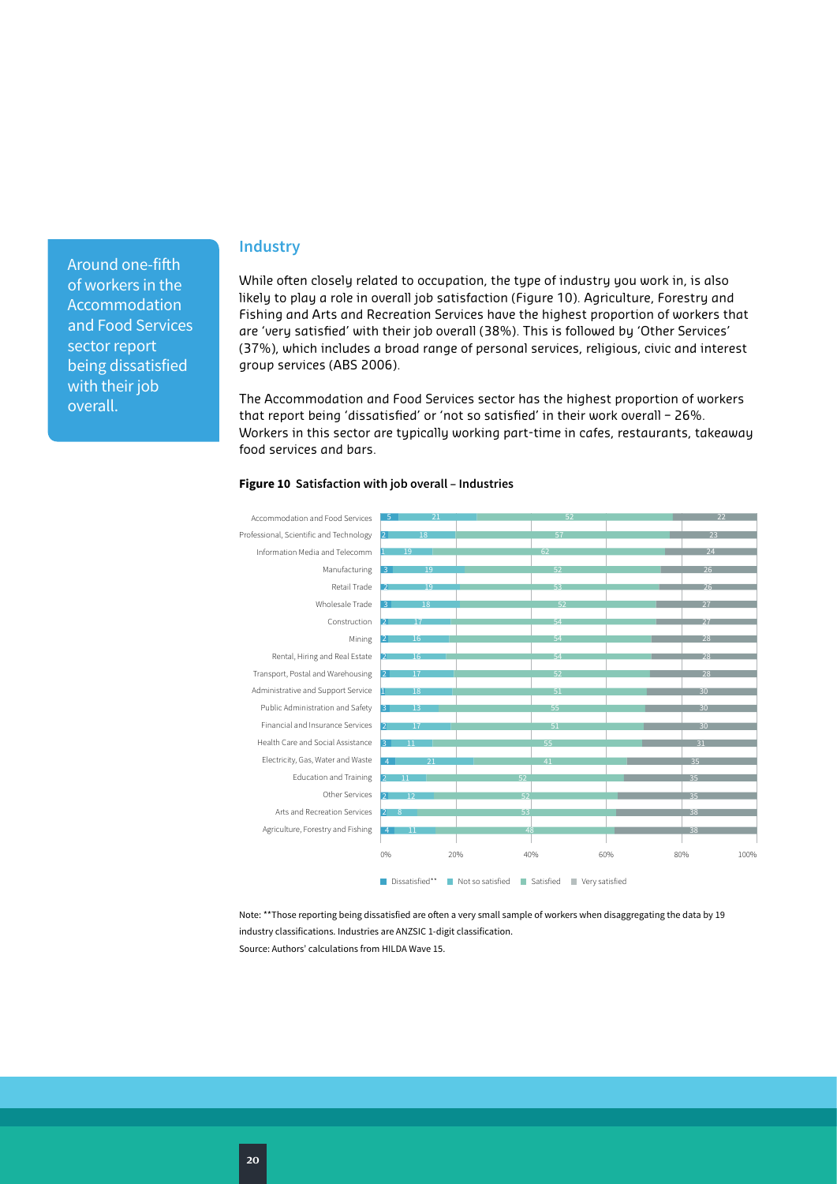Around one-fifth of workers in the Accommodation and Food Services sector report being dissatisfied with their job overall.

## Industry

While often closely related to occupation, the type of industry you work in, is also likely to play a role in overall job satisfaction (Figure 10). Agriculture, Forestry and Fishing and Arts and Recreation Services have the highest proportion of workers that are 'very satisfied' with their job overall (38%). This is followed by 'Other Services' (37%), which includes a broad range of personal services, religious, civic and interest group services (ABS 2006).

The Accommodation and Food Services sector has the highest proportion of workers that report being 'dissatisfied' or 'not so satisfied' in their work overall – 26%. Workers in this sector are typically working part-time in cafes, restaurants, takeaway food services and bars.

**Figure 10 Satisfaction with job overall – Industries**

| Industry | Dissatisfied** | Not so satisfied | Satisfied | Very satisfied |
|---|---|---|---|---|
| Accommodation and Food Services | 5 | 21 | 52 | 22 |
| Professional, Scientific and Technology | 2 | 18 | 57 | 23 |
| Information Media and Telecomm | 1 | 19 | 62 | 24 |
| Manufacturing | 3 | 19 | 52 | 26 |
| Retail Trade | 2 | 19 | 53 | 26 |
| Wholesale Trade | 3 | 18 | 52 | 27 |
| Construction | 2 | 17 | 54 | 27 |
| Mining | 2 | 16 | 54 | 28 |
| Rental, Hiring and Real Estate | 2 | 16 | 54 | 28 |
| Transport, Postal and Warehousing | 2 | 17 | 52 | 28 |
| Administrative and Support Service | 1 | 18 | 51 | 30 |
| Public Administration and Safety | 3 | 13 | 55 | 30 |
| Financial and Insurance Services | 2 | 17 | 51 | 30 |
| Health Care and Social Assistance | 3 | 11 | 55 | 31 |
| Electricity, Gas, Water and Waste | 4 | 21 | 41 | 35 |
| Education and Training | 2 | 11 | 52 | 35 |
| Other Services | 2 | 12 | 52 | 35 |
| Arts and Recreation Services | 2 | 8 | 53 | 38 |
| Agriculture, Forestry and Fishing | 4 | 11 | 48 | 38 |

Note: **Those reporting being dissatisfied are often a very small sample of workers when disaggregating the data by 19 industry classifications. Industries are ANZSIC 1-digit classification.

Source: Authors' calculations from HILDA Wave 15.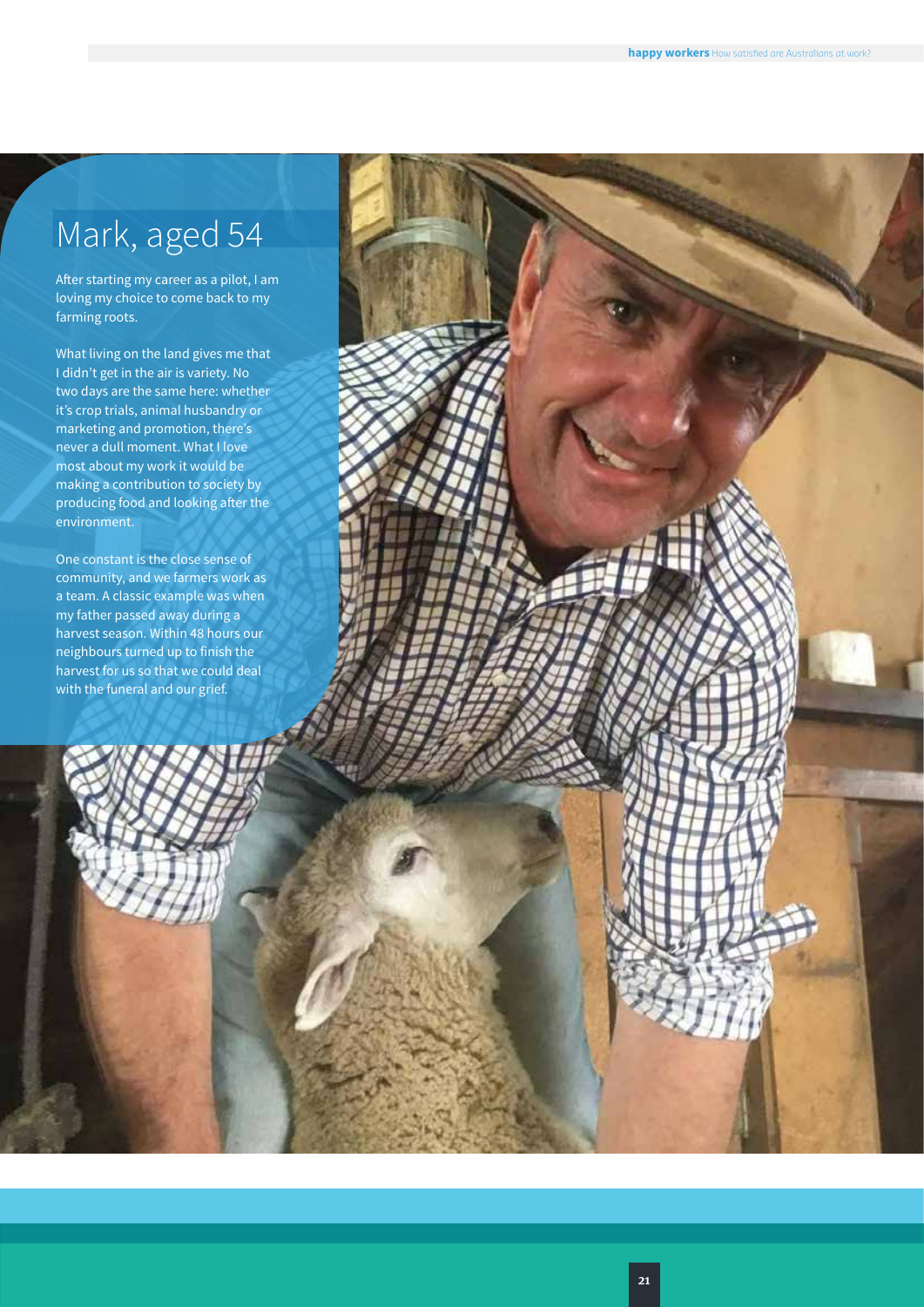# Mark, aged 54

After starting my career as a pilot, I am loving my choice to come back to my farming roots.

What living on the land gives me that I didn't get in the air is variety. No two days are the same here: whether it's crop trials, animal husbandry or marketing and promotion, there's never a dull moment. What I love most about my work it would be making a contribution to society by producing food and looking after the environment.

One constant is the close sense of community, and we farmers work as a team. A classic example was when my father passed away during a harvest season. Within 48 hours our neighbours turned up to finish the harvest for us so that we could deal with the funeral and our grief.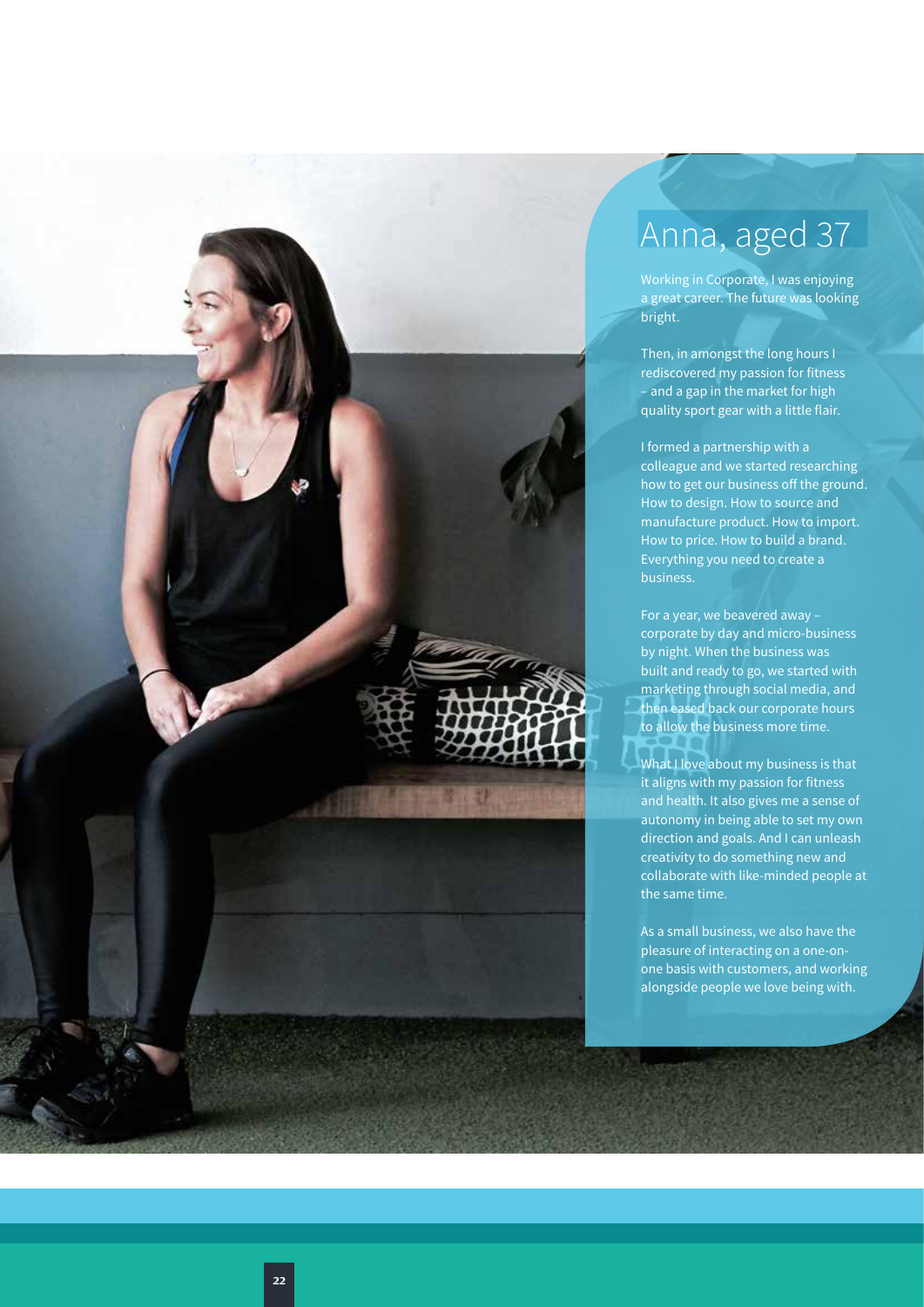# Anna, aged 37

Working in Corporate, I was enjoying a great career. The future was looking bright.

Then, in amongst the long hours I rediscovered my passion for fitness – and a gap in the market for high quality sport gear with a little flair.

I formed a partnership with a colleague and we started researching how to get our business off the ground. How to design. How to source and manufacture product. How to import. How to price. How to build a brand. Everything you need to create a business.

For a year, we beavered away – corporate by day and micro-business by night. When the business was built and ready to go, we started with marketing through social media, and then eased back our corporate hours to allow the business more time.

What I love about my business is that it aligns with my passion for fitness and health. It also gives me a sense of autonomy in being able to set my own direction and goals. And I can unleash creativity to do something new and collaborate with like-minded people at the same time.

As a small business, we also have the pleasure of interacting on a one-on-one basis with customers, and working alongside people we love being with.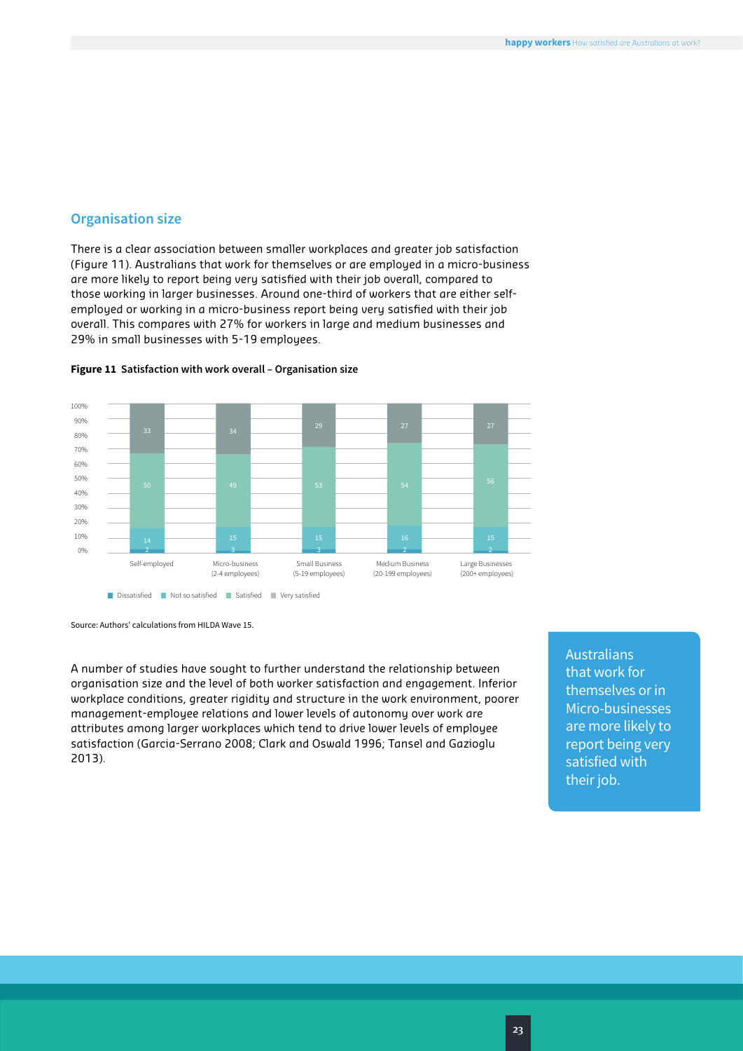## Organisation size

There is a clear association between smaller workplaces and greater job satisfaction (Figure 11). Australians that work for themselves or are employed in a micro-business are more likely to report being very satisfied with their job overall, compared to those working in larger businesses. Around one-third of workers that are either self-employed or working in a micro-business report being very satisfied with their job overall. This compares with 27% for workers in large and medium businesses and 29% in small businesses with 5-19 employees.

**Figure 11 Satisfaction with work overall – Organisation size**

| | Dissatisfied | Not so satisfied | Satisfied | Very satisfied |
|---|---|---|---|---|
| Self-employed | 2 | 14 | 50 | 33 |
| Micro-business (2-4 employees) | 3 | 15 | 49 | 34 |
| Small Business (5-19 employees) | 3 | 15 | 53 | 29 |
| Medium Business (20-199 employees) | 2 | 16 | 54 | 27 |
| Large Businesses (200+ employees) | 2 | 15 | 56 | 27 |

Source: Authors' calculations from HILDA Wave 15.

A number of studies have sought to further understand the relationship between organisation size and the level of both worker satisfaction and engagement. Inferior workplace conditions, greater rigidity and structure in the work environment, poorer management-employee relations and lower levels of autonomy over work are attributes among larger workplaces which tend to drive lower levels of employee satisfaction (Garcia-Serrano 2008; Clark and Oswald 1996; Tansel and Gazioglu 2013).

Australians that work for themselves or in Micro-businesses are more likely to report being very satisfied with their job.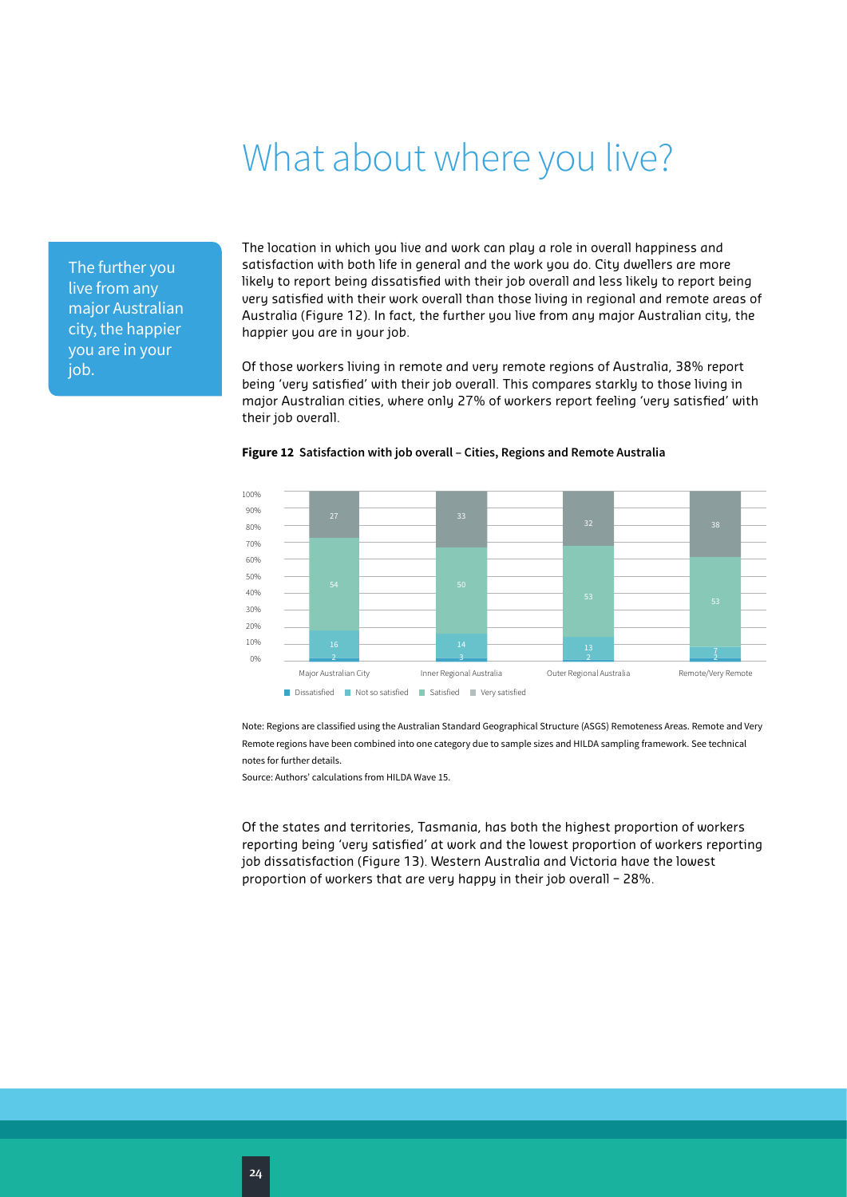# What about where you live?

> The further you live from any major Australian city, the happier you are in your job.

The location in which you live and work can play a role in overall happiness and satisfaction with both life in general and the work you do. City dwellers are more likely to report being dissatisfied with their job overall and less likely to report being very satisfied with their work overall than those living in regional and remote areas of Australia (Figure 12). In fact, the further you live from any major Australian city, the happier you are in your job.

Of those workers living in remote and very remote regions of Australia, 38% report being 'very satisfied' with their job overall. This compares starkly to those living in major Australian cities, where only 27% of workers report feeling 'very satisfied' with their job overall.

**Figure 12 Satisfaction with job overall – Cities, Regions and Remote Australia**

| | Major Australian City | Inner Regional Australia | Outer Regional Australia | Remote/Very Remote |
|---|---|---|---|---|
| Dissatisfied | 2 | 3 | 2 | 2 |
| Not so satisfied | 16 | 14 | 13 | 7 |
| Satisfied | 54 | 50 | 53 | 53 |
| Very satisfied | 27 | 33 | 32 | 38 |

Note: Regions are classified using the Australian Standard Geographical Structure (ASGS) Remoteness Areas. Remote and Very Remote regions have been combined into one category due to sample sizes and HILDA sampling framework. See technical notes for further details.

Source: Authors' calculations from HILDA Wave 15.

Of the states and territories, Tasmania, has both the highest proportion of workers reporting being 'very satisfied' at work and the lowest proportion of workers reporting job dissatisfaction (Figure 13). Western Australia and Victoria have the lowest proportion of workers that are very happy in their job overall – 28%.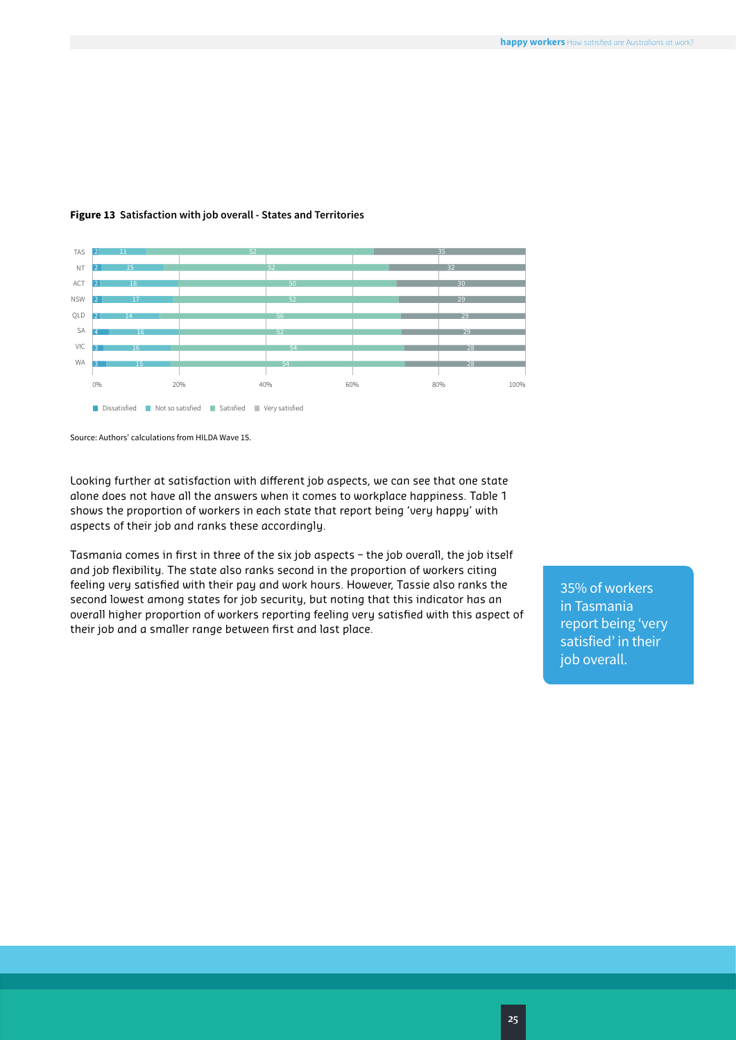**Figure 13 Satisfaction with job overall - States and Territories**

| State | Dissatisfied | Not so satisfied | Satisfied | Very satisfied |
|---|---|---|---|---|
| TAS | 2 | 11 | 52 | 35 |
| NT | 2 | 15 | 52 | 32 |
| ACT | 2 | 18 | 50 | 30 |
| NSW | 2 | 17 | 52 | 29 |
| QLD | 2 | 14 | 56 | 29 |
| SA | 4 | 16 | 52 | 29 |
| VIC | 3 | 16 | 54 | 28 |
| WA | 3 | 15 | 54 | 28 |

Source: Authors' calculations from HILDA Wave 15.

Looking further at satisfaction with different job aspects, we can see that one state alone does not have all the answers when it comes to workplace happiness. Table 1 shows the proportion of workers in each state that report being 'very happy' with aspects of their job and ranks these accordingly.

Tasmania comes in first in three of the six job aspects – the job overall, the job itself and job flexibility. The state also ranks second in the proportion of workers citing feeling very satisfied with their pay and work hours. However, Tassie also ranks the second lowest among states for job security, but noting that this indicator has an overall higher proportion of workers reporting feeling very satisfied with this aspect of their job and a smaller range between first and last place.

35% of workers in Tasmania report being 'very satisfied' in their job overall.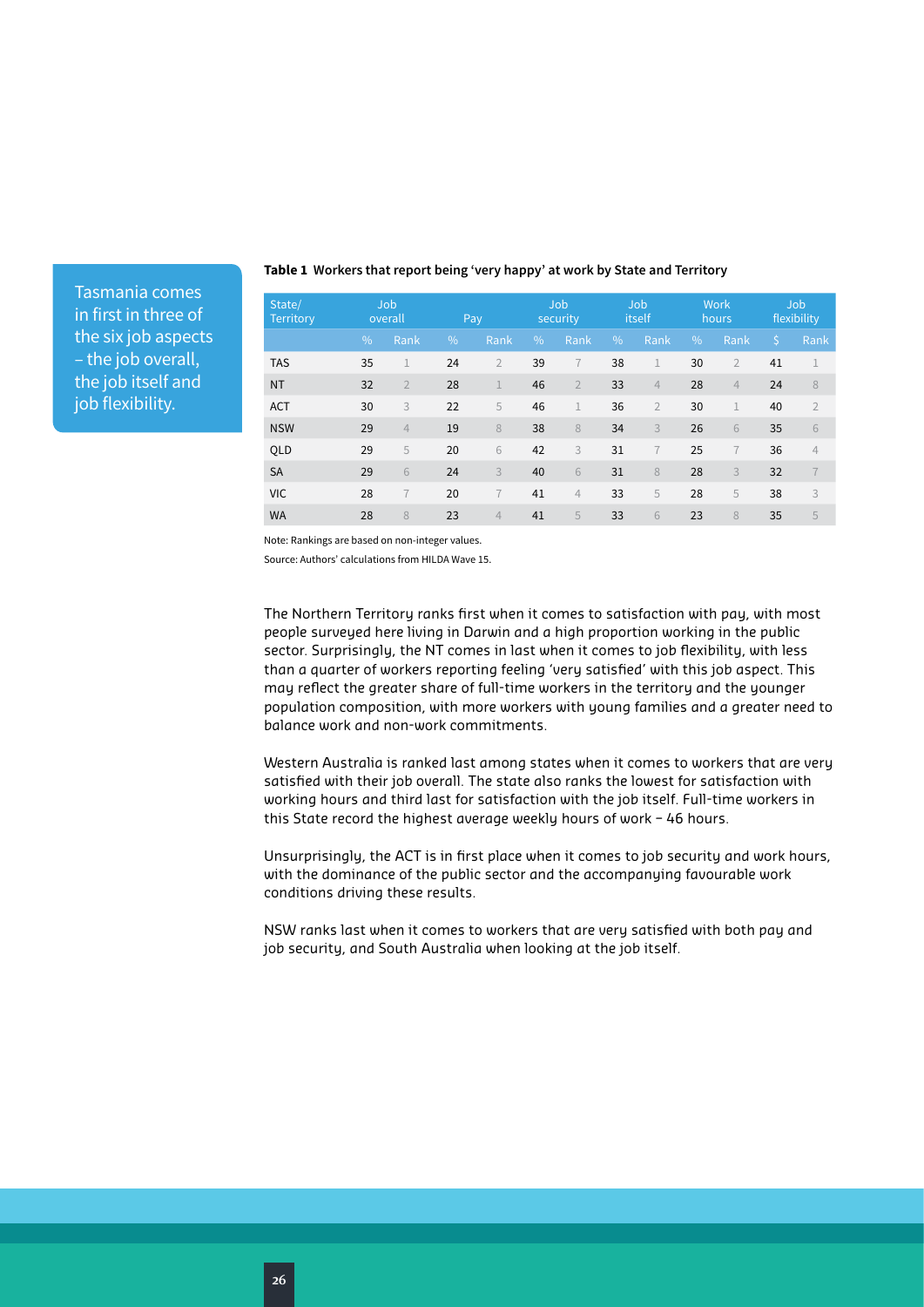Tasmania comes in first in three of the six job aspects – the job overall, the job itself and job flexibility.

**Table 1 Workers that report being 'very happy' at work by State and Territory**

| State/ Territory | Job overall | | Pay | | Job security | | Job itself | | Work hours | | Job flexibility | |
|---|---|---|---|---|---|---|---|---|---|---|---|---|
| | % | Rank | % | Rank | % | Rank | % | Rank | % | Rank | $ | Rank |
| TAS | 35 | 1 | 24 | 2 | 39 | 7 | 38 | 1 | 30 | 2 | 41 | 1 |
| NT | 32 | 2 | 28 | 1 | 46 | 2 | 33 | 4 | 28 | 4 | 24 | 8 |
| ACT | 30 | 3 | 22 | 5 | 46 | 1 | 36 | 2 | 30 | 1 | 40 | 2 |
| NSW | 29 | 4 | 19 | 8 | 38 | 8 | 34 | 3 | 26 | 6 | 35 | 6 |
| QLD | 29 | 5 | 20 | 6 | 42 | 3 | 31 | 7 | 25 | 7 | 36 | 4 |
| SA | 29 | 6 | 24 | 3 | 40 | 6 | 31 | 8 | 28 | 3 | 32 | 7 |
| VIC | 28 | 7 | 20 | 7 | 41 | 4 | 33 | 5 | 28 | 5 | 38 | 3 |
| WA | 28 | 8 | 23 | 4 | 41 | 5 | 33 | 6 | 23 | 8 | 35 | 5 |

Note: Rankings are based on non-integer values.

Source: Authors' calculations from HILDA Wave 15.

The Northern Territory ranks first when it comes to satisfaction with pay, with most people surveyed here living in Darwin and a high proportion working in the public sector. Surprisingly, the NT comes in last when it comes to job flexibility, with less than a quarter of workers reporting feeling 'very satisfied' with this job aspect. This may reflect the greater share of full-time workers in the territory and the younger population composition, with more workers with young families and a greater need to balance work and non-work commitments.

Western Australia is ranked last among states when it comes to workers that are very satisfied with their job overall. The state also ranks the lowest for satisfaction with working hours and third last for satisfaction with the job itself. Full-time workers in this State record the highest average weekly hours of work – 46 hours.

Unsurprisingly, the ACT is in first place when it comes to job security and work hours, with the dominance of the public sector and the accompanying favourable work conditions driving these results.

NSW ranks last when it comes to workers that are very satisfied with both pay and job security, and South Australia when looking at the job itself.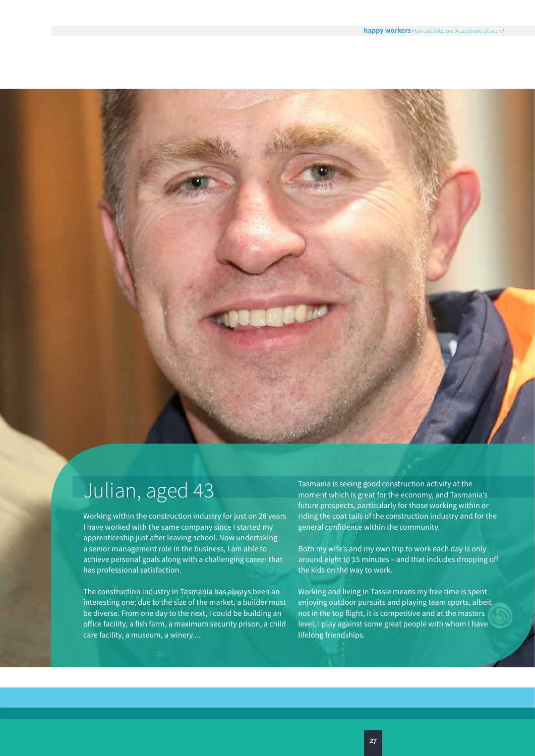## Julian, aged 43

Working within the construction industry for just on 28 years I have worked with the same company since I started my apprenticeship just after leaving school. Now undertaking a senior management role in the business, I am able to achieve personal goals along with a challenging career that has professional satisfaction.

The construction industry in Tasmania has always been an interesting one; due to the size of the market, a builder must be diverse. From one day to the next, I could be building an office facility, a fish farm, a maximum security prison, a child care facility, a museum, a winery....

Tasmania is seeing good construction activity at the moment which is great for the economy, and Tasmania's future prospects, particularly for those working within or riding the coat tails of the construction industry and for the general confidence within the community.

Both my wife's and my own trip to work each day is only around eight to 15 minutes – and that includes dropping off the kids on the way to work.

Working and living in Tassie means my free time is spent enjoying outdoor pursuits and playing team sports, albeit not in the top flight, it is competitive and at the masters level, I play against some great people with whom I have lifelong friendships.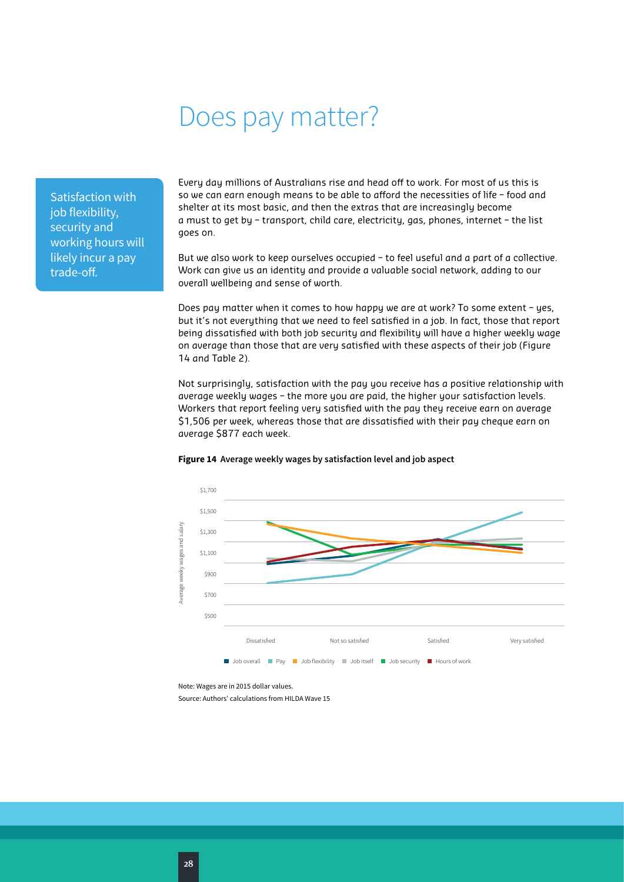# Does pay matter?

Satisfaction with job flexibility, security and working hours will likely incur a pay trade-off.

Every day millions of Australians rise and head off to work. For most of us this is so we can earn enough means to be able to afford the necessities of life – food and shelter at its most basic, and then the extras that are increasingly become a must to get by – transport, child care, electricity, gas, phones, internet – the list goes on.

But we also work to keep ourselves occupied – to feel useful and a part of a collective. Work can give us an identity and provide a valuable social network, adding to our overall wellbeing and sense of worth.

Does pay matter when it comes to how happy we are at work? To some extent – yes, but it's not everything that we need to feel satisfied in a job. In fact, those that report being dissatisfied with both job security and flexibility will have a higher weekly wage on average than those that are very satisfied with these aspects of their job (Figure 14 and Table 2).

Not surprisingly, satisfaction with the pay you receive has a positive relationship with average weekly wages – the more you are paid, the higher your satisfaction levels. Workers that report feeling very satisfied with the pay they receive earn on average $1,506 per week, whereas those that are dissatisfied with their pay cheque earn on average $877 each week.

**Figure 14** Average weekly wages by satisfaction level and job aspect

Note: Wages are in 2015 dollar values.

Source: Authors' calculations from HILDA Wave 15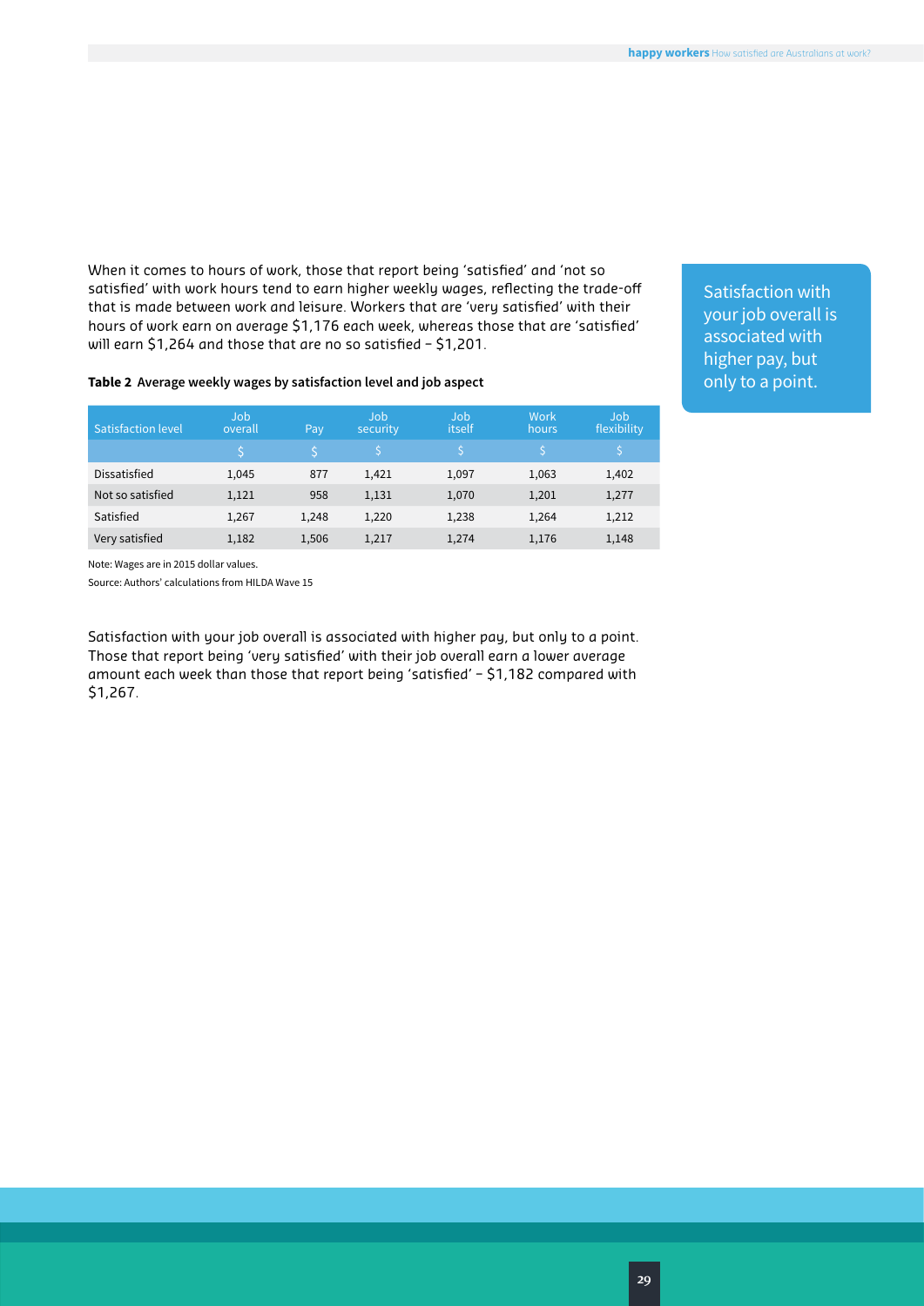When it comes to hours of work, those that report being 'satisfied' and 'not so satisfied' with work hours tend to earn higher weekly wages, reflecting the trade-off that is made between work and leisure. Workers that are 'very satisfied' with their hours of work earn on average $1,176 each week, whereas those that are 'satisfied' will earn $1,264 and those that are no so satisfied – $1,201.

Satisfaction with your job overall is associated with higher pay, but only to a point.

**Table 2 Average weekly wages by satisfaction level and job aspect**

| Satisfaction level | Job overall | Pay | Job security | Job itself | Work hours | Job flexibility |
|---|---|---|---|---|---|---|
| | $ | $ | $ | $ | $ | $ |
| Dissatisfied | 1,045 | 877 | 1,421 | 1,097 | 1,063 | 1,402 |
| Not so satisfied | 1,121 | 958 | 1,131 | 1,070 | 1,201 | 1,277 |
| Satisfied | 1,267 | 1,248 | 1,220 | 1,238 | 1,264 | 1,212 |
| Very satisfied | 1,182 | 1,506 | 1,217 | 1,274 | 1,176 | 1,148 |

Note: Wages are in 2015 dollar values.

Source: Authors' calculations from HILDA Wave 15

Satisfaction with your job overall is associated with higher pay, but only to a point. Those that report being 'very satisfied' with their job overall earn a lower average amount each week than those that report being 'satisfied' – $1,182 compared with $1,267.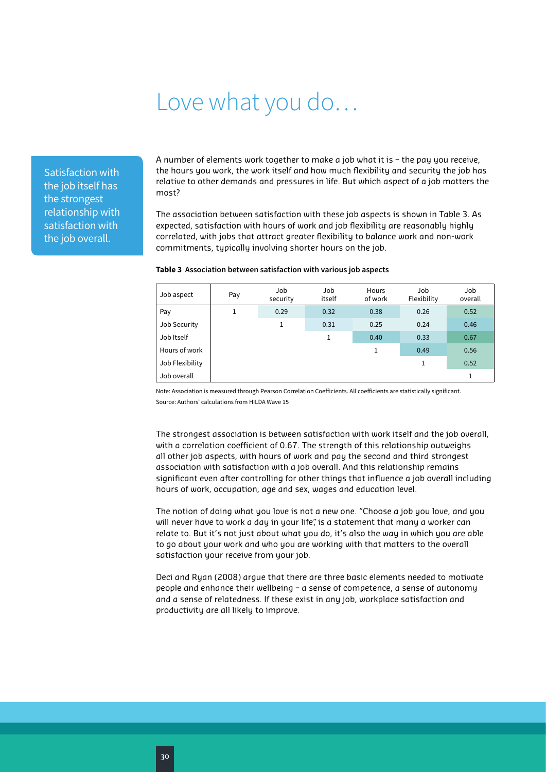# Love what you do…

Satisfaction with the job itself has the strongest relationship with satisfaction with the job overall.

A number of elements work together to make a job what it is – the pay you receive, the hours you work, the work itself and how much flexibility and security the job has relative to other demands and pressures in life. But which aspect of a job matters the most?

The association between satisfaction with these job aspects is shown in Table 3. As expected, satisfaction with hours of work and job flexibility are reasonably highly correlated, with jobs that attract greater flexibility to balance work and non-work commitments, typically involving shorter hours on the job.

**Table 3 Association between satisfaction with various job aspects**

| Job aspect | Pay | Job security | Job itself | Hours of work | Job Flexibility | Job overall |
|---|---|---|---|---|---|---|
| Pay | 1 | 0.29 | 0.32 | 0.38 | 0.26 | 0.52 |
| Job Security | | 1 | 0.31 | 0.25 | 0.24 | 0.46 |
| Job Itself | | | 1 | 0.40 | 0.33 | 0.67 |
| Hours of work | | | | 1 | 0.49 | 0.56 |
| Job Flexibility | | | | | 1 | 0.52 |
| Job overall | | | | | | 1 |

Note: Association is measured through Pearson Correlation Coefficients. All coefficients are statistically significant.
Source: Authors' calculations from HILDA Wave 15

The strongest association is between satisfaction with work itself and the job overall, with a correlation coefficient of 0.67. The strength of this relationship outweighs all other job aspects, with hours of work and pay the second and third strongest association with satisfaction with a job overall. And this relationship remains significant even after controlling for other things that influence a job overall including hours of work, occupation, age and sex, wages and education level.

The notion of doing what you love is not a new one. "Choose a job you love, and you will never have to work a day in your life", is a statement that many a worker can relate to. But it's not just about what you do, it's also the way in which you are able to go about your work and who you are working with that matters to the overall satisfaction your receive from your job.

Deci and Ryan (2008) argue that there are three basic elements needed to motivate people and enhance their wellbeing – a sense of competence, a sense of autonomy and a sense of relatedness. If these exist in any job, workplace satisfaction and productivity are all likely to improve.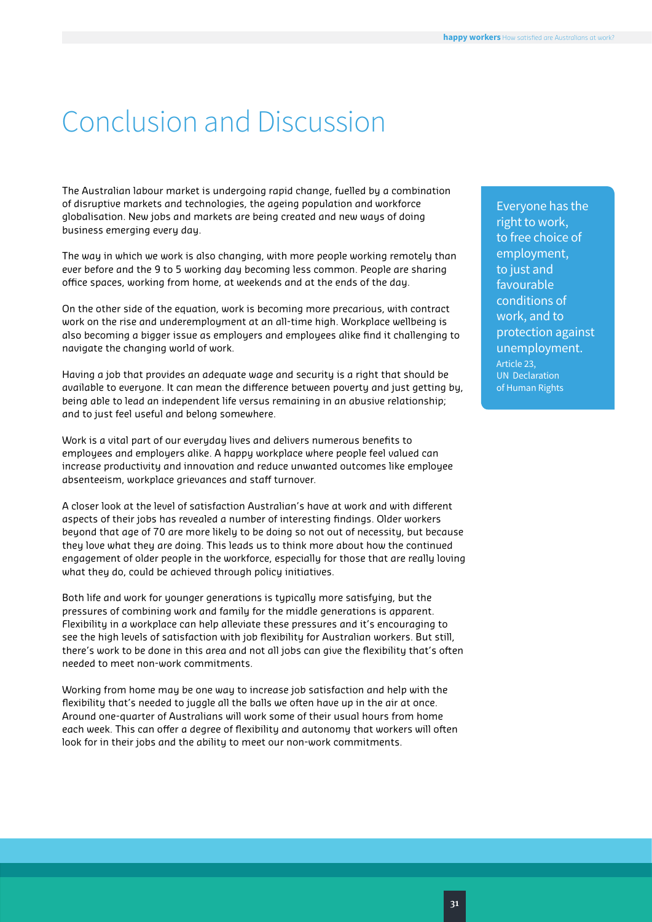# Conclusion and Discussion

The Australian labour market is undergoing rapid change, fuelled by a combination of disruptive markets and technologies, the ageing population and workforce globalisation. New jobs and markets are being created and new ways of doing business emerging every day.

The way in which we work is also changing, with more people working remotely than ever before and the 9 to 5 working day becoming less common. People are sharing office spaces, working from home, at weekends and at the ends of the day.

On the other side of the equation, work is becoming more precarious, with contract work on the rise and underemployment at an all-time high. Workplace wellbeing is also becoming a bigger issue as employers and employees alike find it challenging to navigate the changing world of work.

Having a job that provides an adequate wage and security is a right that should be available to everyone. It can mean the difference between poverty and just getting by, being able to lead an independent life versus remaining in an abusive relationship; and to just feel useful and belong somewhere.

Work is a vital part of our everyday lives and delivers numerous benefits to employees and employers alike. A happy workplace where people feel valued can increase productivity and innovation and reduce unwanted outcomes like employee absenteeism, workplace grievances and staff turnover.

A closer look at the level of satisfaction Australian's have at work and with different aspects of their jobs has revealed a number of interesting findings. Older workers beyond that age of 70 are more likely to be doing so not out of necessity, but because they love what they are doing. This leads us to think more about how the continued engagement of older people in the workforce, especially for those that are really loving what they do, could be achieved through policy initiatives.

Both life and work for younger generations is typically more satisfying, but the pressures of combining work and family for the middle generations is apparent. Flexibility in a workplace can help alleviate these pressures and it's encouraging to see the high levels of satisfaction with job flexibility for Australian workers. But still, there's work to be done in this area and not all jobs can give the flexibility that's often needed to meet non-work commitments.

Working from home may be one way to increase job satisfaction and help with the flexibility that's needed to juggle all the balls we often have up in the air at once. Around one-quarter of Australians will work some of their usual hours from home each week. This can offer a degree of flexibility and autonomy that workers will often look for in their jobs and the ability to meet our non-work commitments.

> Everyone has the right to work, to free choice of employment, to just and favourable conditions of work, and to protection against unemployment.
>
> Article 23, UN Declaration of Human Rights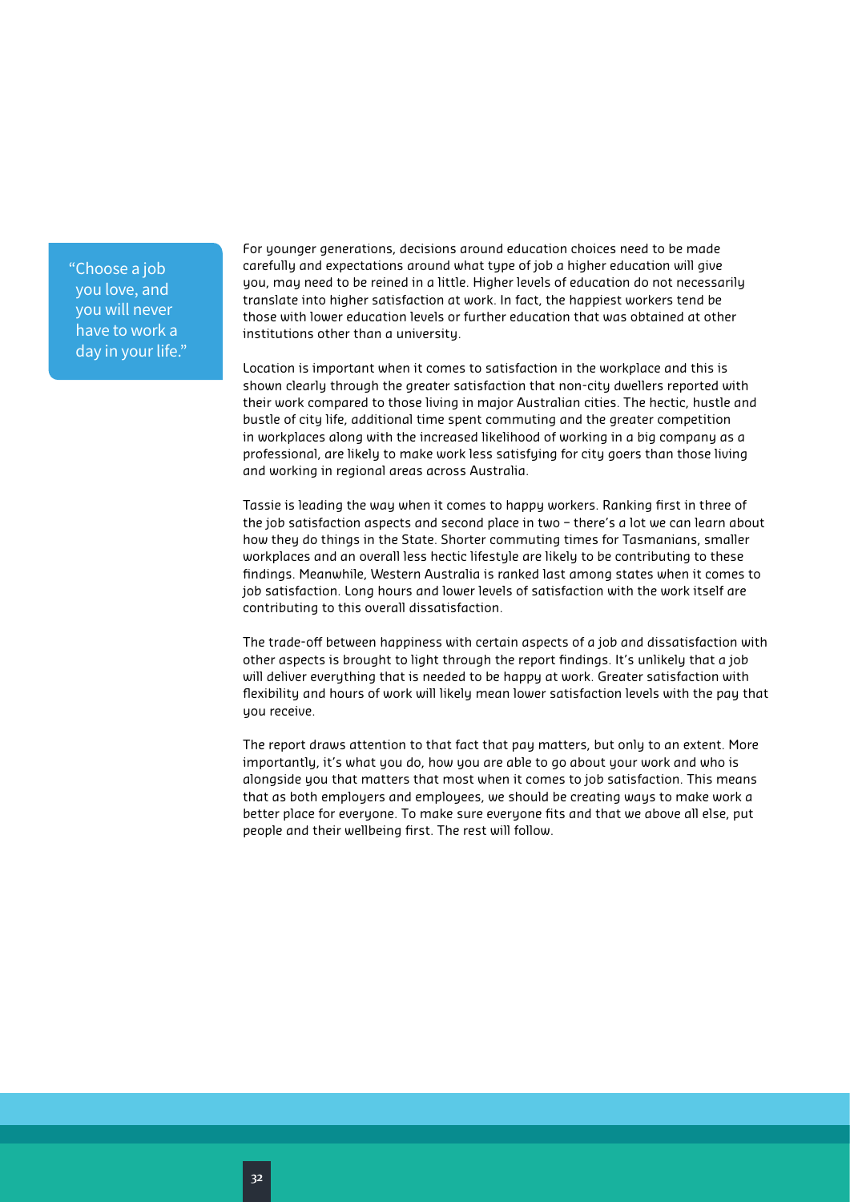> "Choose a job you love, and you will never have to work a day in your life."

For younger generations, decisions around education choices need to be made carefully and expectations around what type of job a higher education will give you, may need to be reined in a little. Higher levels of education do not necessarily translate into higher satisfaction at work. In fact, the happiest workers tend be those with lower education levels or further education that was obtained at other institutions other than a university.

Location is important when it comes to satisfaction in the workplace and this is shown clearly through the greater satisfaction that non-city dwellers reported with their work compared to those living in major Australian cities. The hectic, hustle and bustle of city life, additional time spent commuting and the greater competition in workplaces along with the increased likelihood of working in a big company as a professional, are likely to make work less satisfying for city goers than those living and working in regional areas across Australia.

Tassie is leading the way when it comes to happy workers. Ranking first in three of the job satisfaction aspects and second place in two – there's a lot we can learn about how they do things in the State. Shorter commuting times for Tasmanians, smaller workplaces and an overall less hectic lifestyle are likely to be contributing to these findings. Meanwhile, Western Australia is ranked last among states when it comes to job satisfaction. Long hours and lower levels of satisfaction with the work itself are contributing to this overall dissatisfaction.

The trade-off between happiness with certain aspects of a job and dissatisfaction with other aspects is brought to light through the report findings. It's unlikely that a job will deliver everything that is needed to be happy at work. Greater satisfaction with flexibility and hours of work will likely mean lower satisfaction levels with the pay that you receive.

The report draws attention to that fact that pay matters, but only to an extent. More importantly, it's what you do, how you are able to go about your work and who is alongside you that matters that most when it comes to job satisfaction. This means that as both employers and employees, we should be creating ways to make work a better place for everyone. To make sure everyone fits and that we above all else, put people and their wellbeing first. The rest will follow.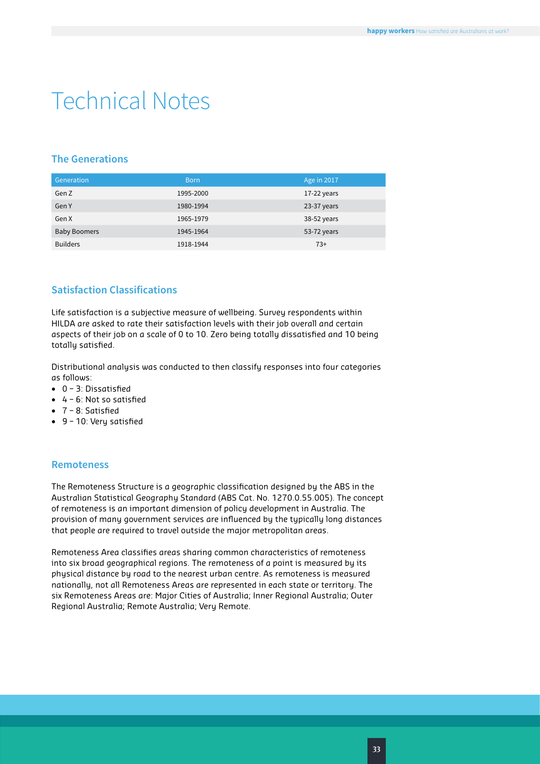# Technical Notes

## The Generations

| Generation | Born | Age in 2017 |
|---|---|---|
| Gen Z | 1995-2000 | 17-22 years |
| Gen Y | 1980-1994 | 23-37 years |
| Gen X | 1965-1979 | 38-52 years |
| Baby Boomers | 1945-1964 | 53-72 years |
| Builders | 1918-1944 | 73+ |

## Satisfaction Classifications

Life satisfaction is a subjective measure of wellbeing. Survey respondents within HILDA are asked to rate their satisfaction levels with their job overall and certain aspects of their job on a scale of 0 to 10. Zero being totally dissatisfied and 10 being totally satisfied.

Distributional analysis was conducted to then classify responses into four categories as follows:

- 0 – 3: Dissatisfied
- 4 – 6: Not so satisfied
- 7 – 8: Satisfied
- 9 – 10: Very satisfied

## Remoteness

The Remoteness Structure is a geographic classification designed by the ABS in the Australian Statistical Geography Standard (ABS Cat. No. 1270.0.55.005). The concept of remoteness is an important dimension of policy development in Australia. The provision of many government services are influenced by the typically long distances that people are required to travel outside the major metropolitan areas.

Remoteness Area classifies areas sharing common characteristics of remoteness into six broad geographical regions. The remoteness of a point is measured by its physical distance by road to the nearest urban centre. As remoteness is measured nationally, not all Remoteness Areas are represented in each state or territory. The six Remoteness Areas are: Major Cities of Australia; Inner Regional Australia; Outer Regional Australia; Remote Australia; Very Remote.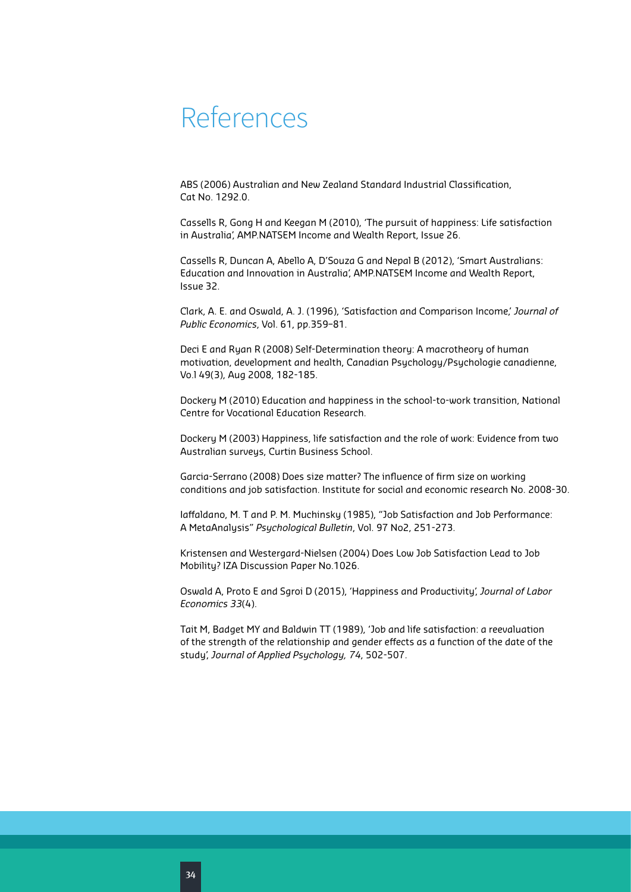# References

ABS (2006) Australian and New Zealand Standard Industrial Classification, Cat No. 1292.0.

Cassells R, Gong H and Keegan M (2010), 'The pursuit of happiness: Life satisfaction in Australia', AMP.NATSEM Income and Wealth Report, Issue 26.

Cassells R, Duncan A, Abello A, D'Souza G and Nepal B (2012), 'Smart Australians: Education and Innovation in Australia', AMP.NATSEM Income and Wealth Report, Issue 32.

Clark, A. E. and Oswald, A. J. (1996), 'Satisfaction and Comparison Income,' *Journal of Public Economics*, Vol. 61, pp.359–81.

Deci E and Ryan R (2008) Self-Determination theory: A macrotheory of human motivation, development and health, Canadian Psychology/Psychologie canadienne, Vo.l 49(3), Aug 2008, 182-185.

Dockery M (2010) Education and happiness in the school-to-work transition, National Centre for Vocational Education Research.

Dockery M (2003) Happiness, life satisfaction and the role of work: Evidence from two Australian surveys, Curtin Business School.

Garcia-Serrano (2008) Does size matter? The influence of firm size on working conditions and job satisfaction. Institute for social and economic research No. 2008-30.

Iaffaldano, M. T and P. M. Muchinsky (1985), "Job Satisfaction and Job Performance: A MetaAnalysis" *Psychological Bulletin*, Vol. 97 No2, 251-273.

Kristensen and Westergard-Nielsen (2004) Does Low Job Satisfaction Lead to Job Mobility? IZA Discussion Paper No.1026.

Oswald A, Proto E and Sgroi D (2015), 'Happiness and Productivity', *Journal of Labor Economics 33*(4).

Tait M, Badget MY and Baldwin TT (1989), 'Job and life satisfaction: a reevaluation of the strength of the relationship and gender effects as a function of the date of the study', *Journal of Applied Psychology, 74*, 502-507.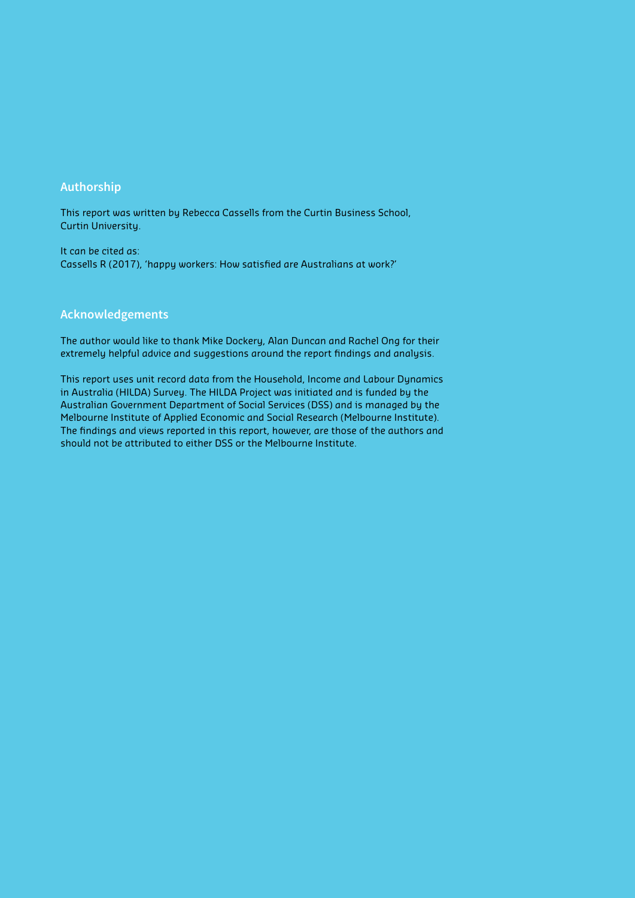## Authorship

This report was written by Rebecca Cassells from the Curtin Business School, Curtin University.

It can be cited as:
Cassells R (2017), 'happy workers: How satisfied are Australians at work?'

## Acknowledgements

The author would like to thank Mike Dockery, Alan Duncan and Rachel Ong for their extremely helpful advice and suggestions around the report findings and analysis.

This report uses unit record data from the Household, Income and Labour Dynamics in Australia (HILDA) Survey. The HILDA Project was initiated and is funded by the Australian Government Department of Social Services (DSS) and is managed by the Melbourne Institute of Applied Economic and Social Research (Melbourne Institute). The findings and views reported in this report, however, are those of the authors and should not be attributed to either DSS or the Melbourne Institute.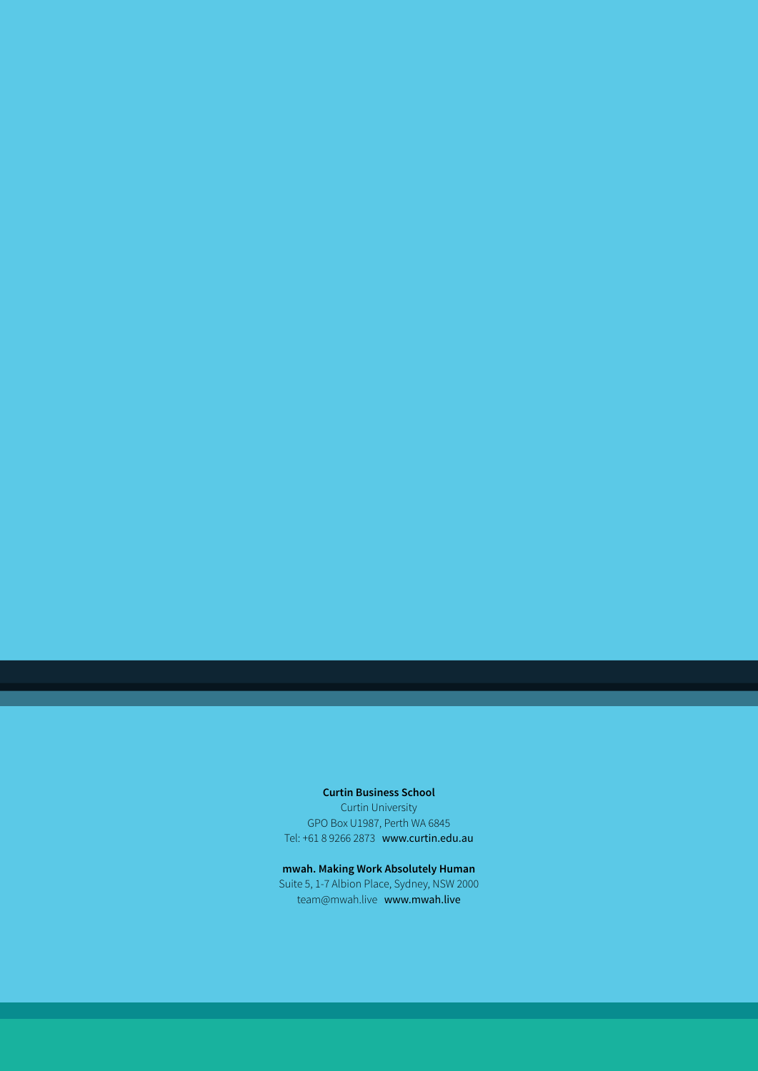**Curtin Business School**
Curtin University
GPO Box U1987, Perth WA 6845
Tel: +61 8 9266 2873 www.curtin.edu.au

**mwah. Making Work Absolutely Human**
Suite 5, 1-7 Albion Place, Sydney, NSW 2000
team@mwah.live www.mwah.live